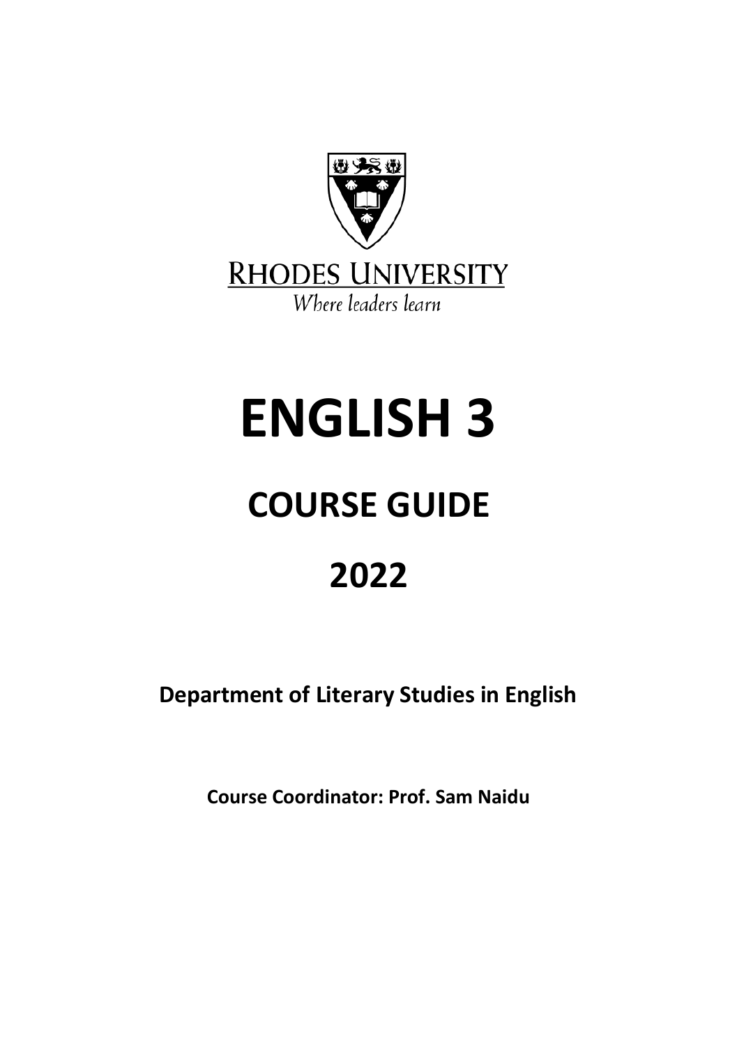RHODES UNIVERSITY

*Where leaders learn*

# ENGLISH 3

# COURSE GUIDE

# 2022

**Department of Literary Studies in English**

**Course Coordinator: Prof. Sam Naidu**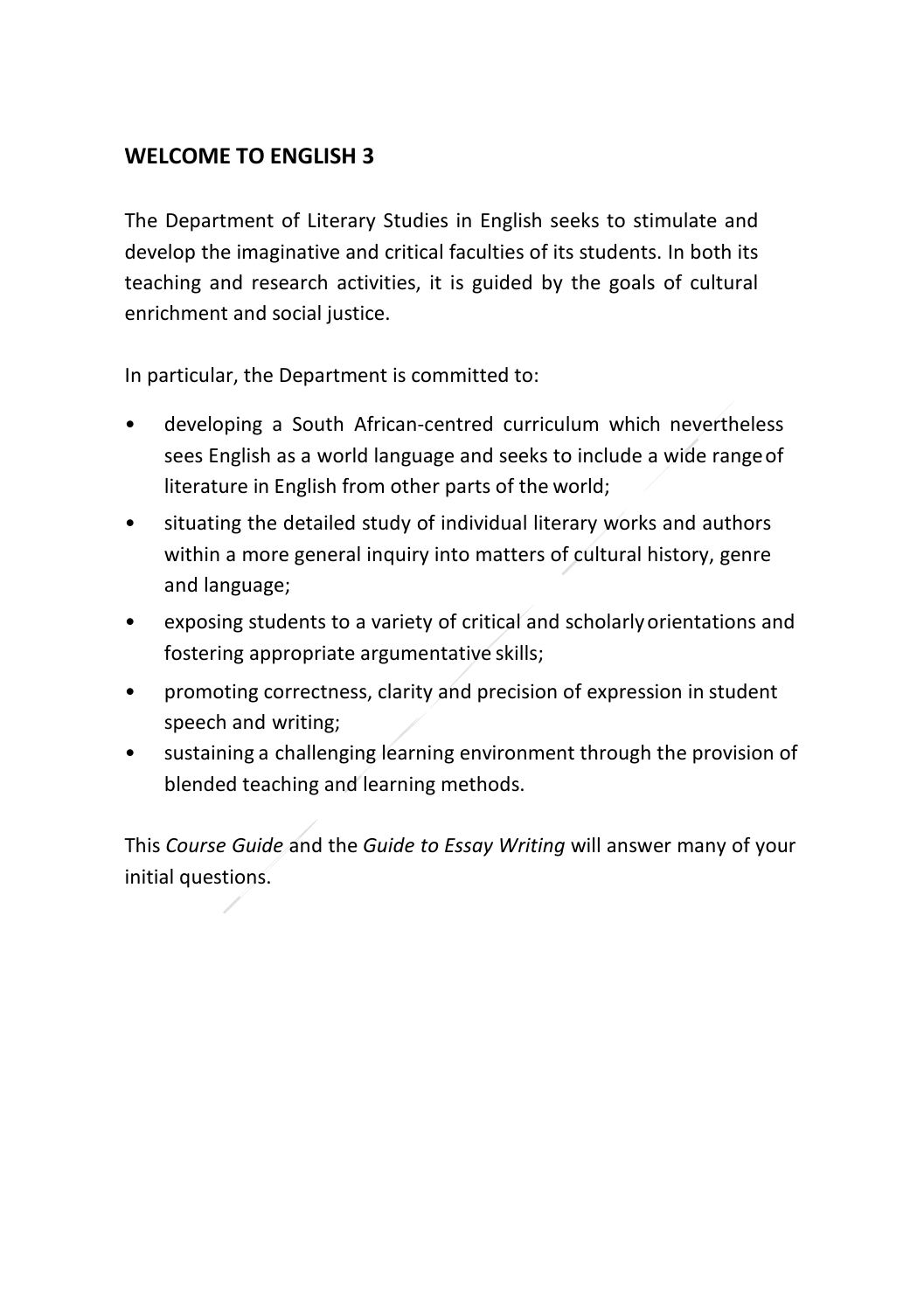## WELCOME TO ENGLISH 3

The Department of Literary Studies in English seeks to stimulate and develop the imaginative and critical faculties of its students. In both its teaching and research activities, it is guided by the goals of cultural enrichment and social justice.

In particular, the Department is committed to:

- developing a South African-centred curriculum which nevertheless sees English as a world language and seeks to include a wide range of literature in English from other parts of the world;
- situating the detailed study of individual literary works and authors within a more general inquiry into matters of cultural history, genre and language;
- exposing students to a variety of critical and scholarly orientations and fostering appropriate argumentative skills;
- promoting correctness, clarity and precision of expression in student speech and writing;
- sustaining a challenging learning environment through the provision of blended teaching and learning methods.

This *Course Guide* and the *Guide to Essay Writing* will answer many of your initial questions.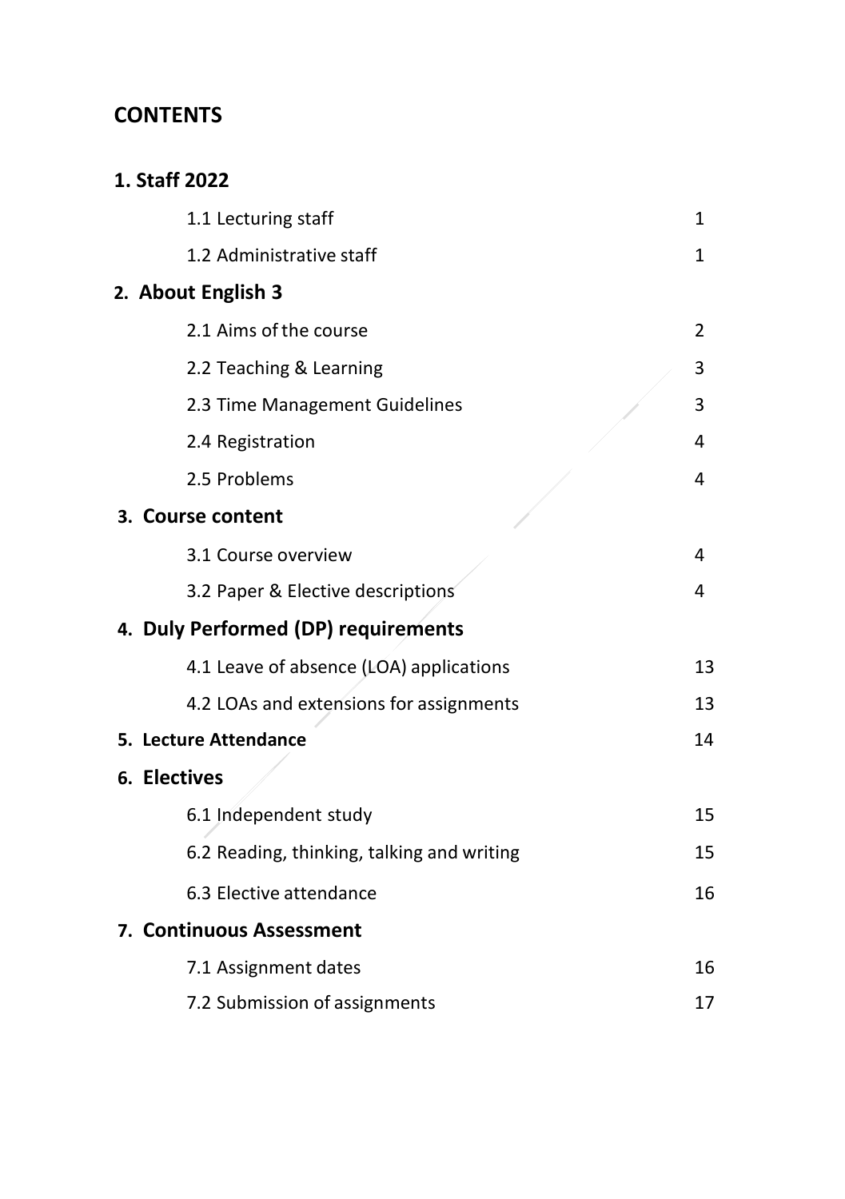# CONTENTS

| | |
|---|---|
| **1. Staff 2022** | |
| 1.1 Lecturing staff | 1 |
| 1.2 Administrative staff | 1 |
| **2. About English 3** | |
| 2.1 Aims of the course | 2 |
| 2.2 Teaching & Learning | 3 |
| 2.3 Time Management Guidelines | 3 |
| 2.4 Registration | 4 |
| 2.5 Problems | 4 |
| **3. Course content** | |
| 3.1 Course overview | 4 |
| 3.2 Paper & Elective descriptions | 4 |
| **4. Duly Performed (DP) requirements** | |
| 4.1 Leave of absence (LOA) applications | 13 |
| 4.2 LOAs and extensions for assignments | 13 |
| **5. Lecture Attendance** | 14 |
| **6. Electives** | |
| 6.1 Independent study | 15 |
| 6.2 Reading, thinking, talking and writing | 15 |
| 6.3 Elective attendance | 16 |
| **7. Continuous Assessment** | |
| 7.1 Assignment dates | 16 |
| 7.2 Submission of assignments | 17 |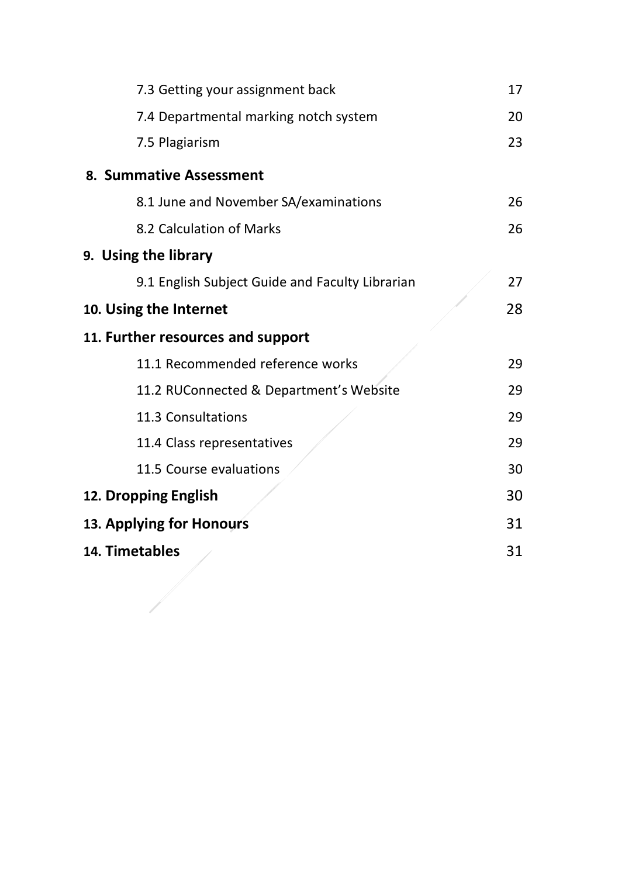| | |
|---|---|
| 7.3 Getting your assignment back | 17 |
| 7.4 Departmental marking notch system | 20 |
| 7.5 Plagiarism | 23 |
| **8. Summative Assessment** | |
| 8.1 June and November SA/examinations | 26 |
| 8.2 Calculation of Marks | 26 |
| **9. Using the library** | |
| 9.1 English Subject Guide and Faculty Librarian | 27 |
| **10. Using the Internet** | 28 |
| **11. Further resources and support** | |
| 11.1 Recommended reference works | 29 |
| 11.2 RUConnected & Department's Website | 29 |
| 11.3 Consultations | 29 |
| 11.4 Class representatives | 29 |
| 11.5 Course evaluations | 30 |
| **12. Dropping English** | 30 |
| **13. Applying for Honours** | 31 |
| **14. Timetables** | 31 |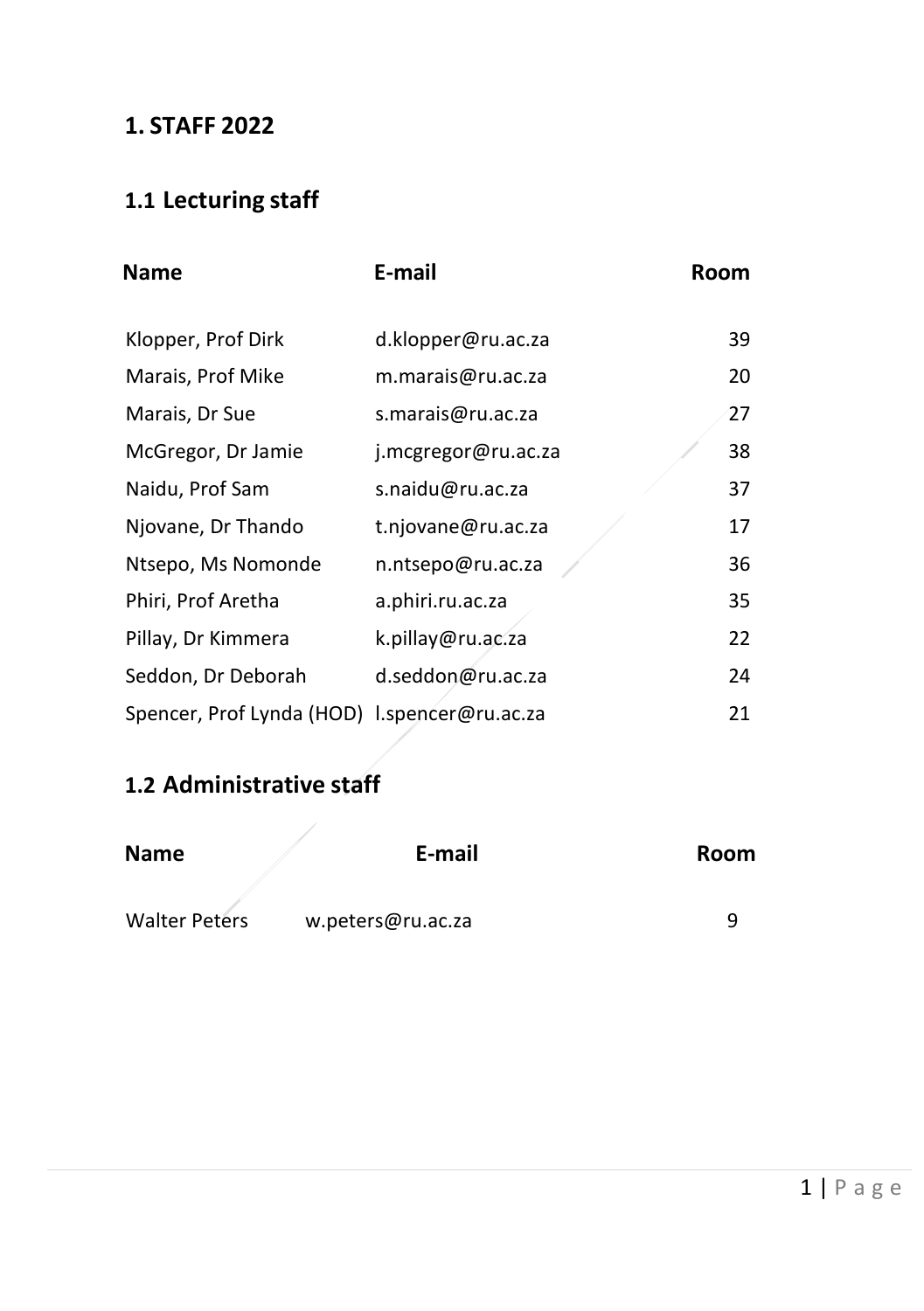# 1. STAFF 2022

## 1.1 Lecturing staff

| Name | E-mail | Room |
|---|---|---|
| Klopper, Prof Dirk | d.klopper@ru.ac.za | 39 |
| Marais, Prof Mike | m.marais@ru.ac.za | 20 |
| Marais, Dr Sue | s.marais@ru.ac.za | 27 |
| McGregor, Dr Jamie | j.mcgregor@ru.ac.za | 38 |
| Naidu, Prof Sam | s.naidu@ru.ac.za | 37 |
| Njovane, Dr Thando | t.njovane@ru.ac.za | 17 |
| Ntsepo, Ms Nomonde | n.ntsepo@ru.ac.za | 36 |
| Phiri, Prof Aretha | a.phiri.ru.ac.za | 35 |
| Pillay, Dr Kimmera | k.pillay@ru.ac.za | 22 |
| Seddon, Dr Deborah | d.seddon@ru.ac.za | 24 |
| Spencer, Prof Lynda (HOD) | l.spencer@ru.ac.za | 21 |

## 1.2 Administrative staff

| Name | E-mail | Room |
|---|---|---|
| Walter Peters | w.peters@ru.ac.za | 9 |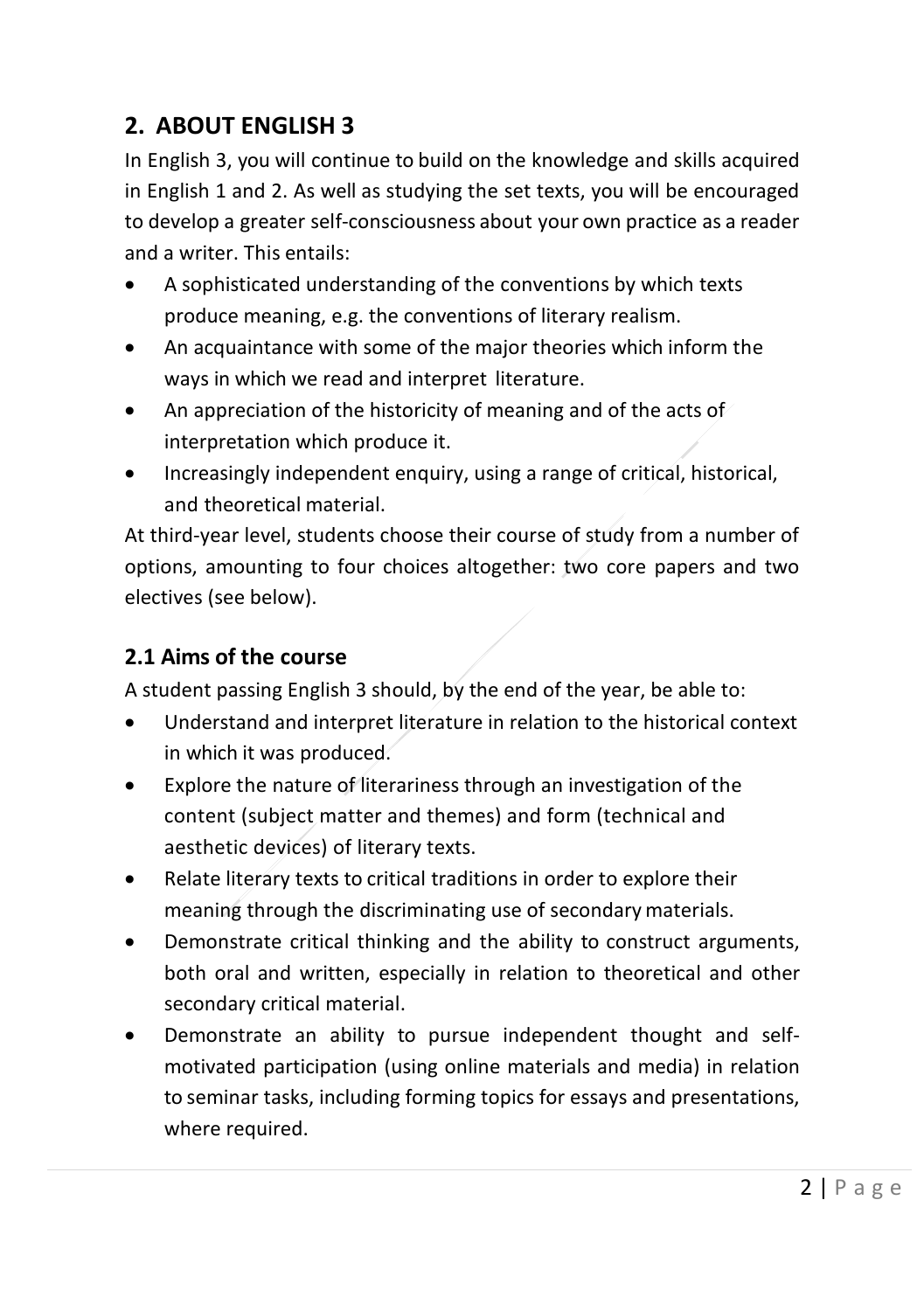## 2. ABOUT ENGLISH 3

In English 3, you will continue to build on the knowledge and skills acquired in English 1 and 2. As well as studying the set texts, you will be encouraged to develop a greater self-consciousness about your own practice as a reader and a writer. This entails:

- A sophisticated understanding of the conventions by which texts produce meaning, e.g. the conventions of literary realism.
- An acquaintance with some of the major theories which inform the ways in which we read and interpret literature.
- An appreciation of the historicity of meaning and of the acts of interpretation which produce it.
- Increasingly independent enquiry, using a range of critical, historical, and theoretical material.

At third-year level, students choose their course of study from a number of options, amounting to four choices altogether: two core papers and two electives (see below).

### 2.1 Aims of the course

A student passing English 3 should, by the end of the year, be able to:

- Understand and interpret literature in relation to the historical context in which it was produced.
- Explore the nature of literariness through an investigation of the content (subject matter and themes) and form (technical and aesthetic devices) of literary texts.
- Relate literary texts to critical traditions in order to explore their meaning through the discriminating use of secondary materials.
- Demonstrate critical thinking and the ability to construct arguments, both oral and written, especially in relation to theoretical and other secondary critical material.
- Demonstrate an ability to pursue independent thought and self-motivated participation (using online materials and media) in relation to seminar tasks, including forming topics for essays and presentations, where required.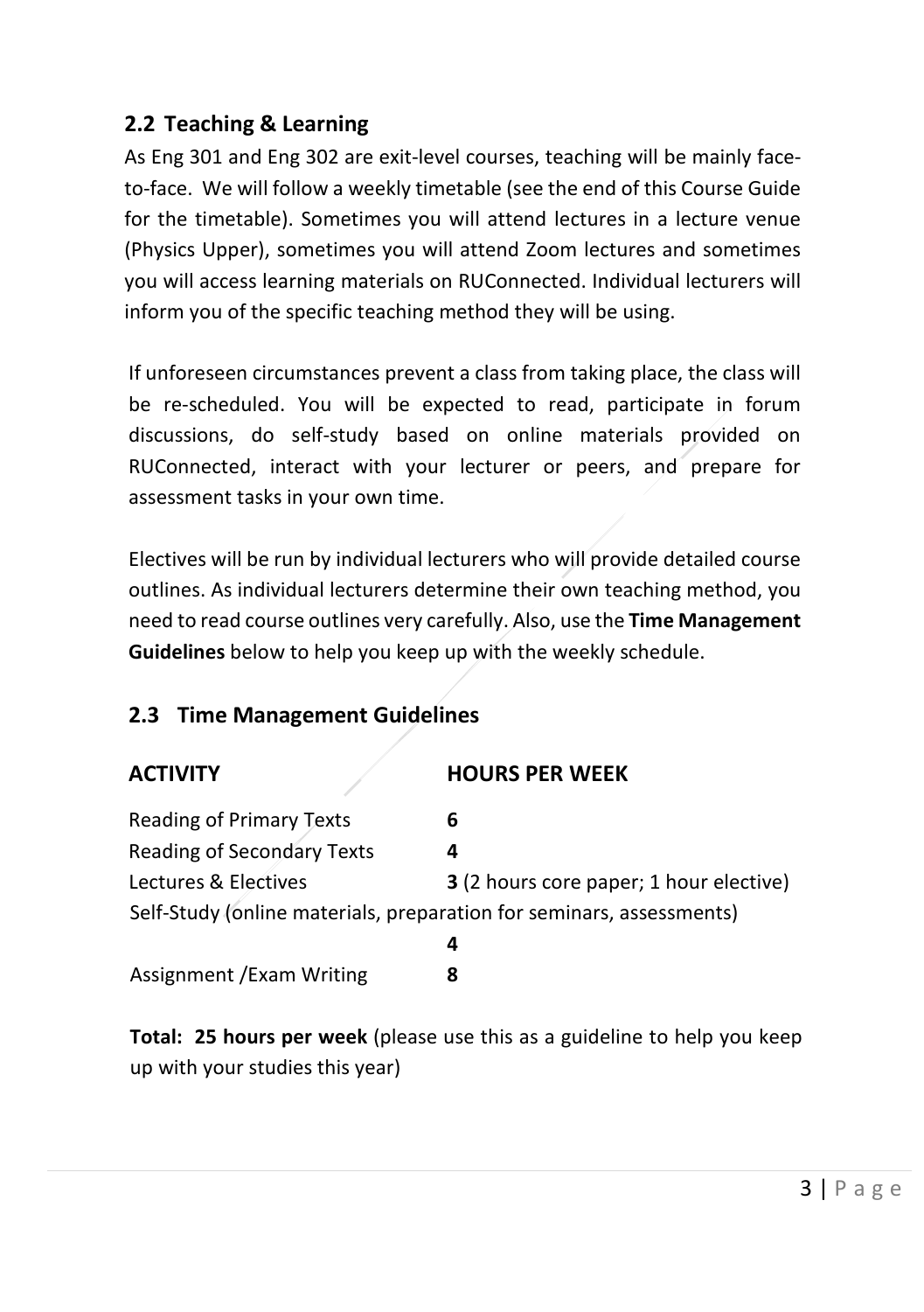## 2.2 Teaching & Learning

As Eng 301 and Eng 302 are exit-level courses, teaching will be mainly face-to-face. We will follow a weekly timetable (see the end of this Course Guide for the timetable). Sometimes you will attend lectures in a lecture venue (Physics Upper), sometimes you will attend Zoom lectures and sometimes you will access learning materials on RUConnected. Individual lecturers will inform you of the specific teaching method they will be using.

If unforeseen circumstances prevent a class from taking place, the class will be re-scheduled. You will be expected to read, participate in forum discussions, do self-study based on online materials provided on RUConnected, interact with your lecturer or peers, and prepare for assessment tasks in your own time.

Electives will be run by individual lecturers who will provide detailed course outlines. As individual lecturers determine their own teaching method, you need to read course outlines very carefully. Also, use the **Time Management Guidelines** below to help you keep up with the weekly schedule.

## 2.3 Time Management Guidelines

| ACTIVITY | HOURS PER WEEK |
|---|---|
| Reading of Primary Texts | **6** |
| Reading of Secondary Texts | **4** |
| Lectures & Electives | **3** (2 hours core paper; 1 hour elective) |
| Self-Study (online materials, preparation for seminars, assessments) | **4** |
| Assignment /Exam Writing | **8** |

**Total: 25 hours per week** (please use this as a guideline to help you keep up with your studies this year)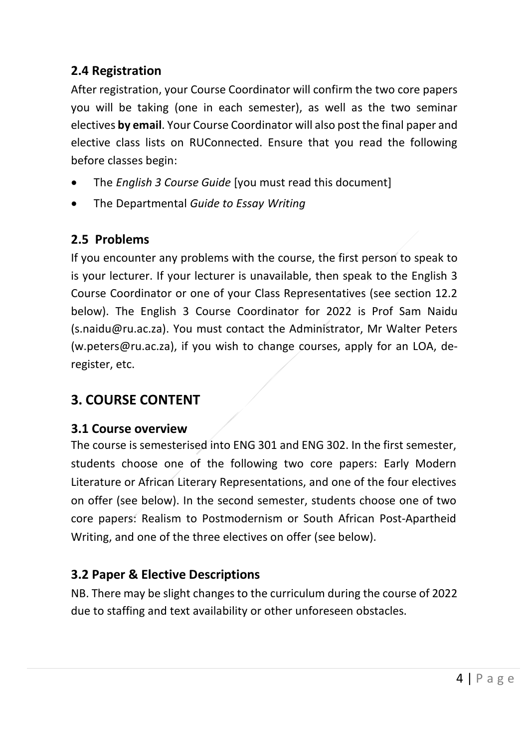## 2.4 Registration

After registration, your Course Coordinator will confirm the two core papers you will be taking (one in each semester), as well as the two seminar electives **by email**. Your Course Coordinator will also post the final paper and elective class lists on RUConnected. Ensure that you read the following before classes begin:

- The *English 3 Course Guide* [you must read this document]
- The Departmental *Guide to Essay Writing*

## 2.5 Problems

If you encounter any problems with the course, the first person to speak to is your lecturer. If your lecturer is unavailable, then speak to the English 3 Course Coordinator or one of your Class Representatives (see section 12.2 below). The English 3 Course Coordinator for 2022 is Prof Sam Naidu (s.naidu@ru.ac.za). You must contact the Administrator, Mr Walter Peters (w.peters@ru.ac.za), if you wish to change courses, apply for an LOA, de-register, etc.

# 3. COURSE CONTENT

## 3.1 Course overview

The course is semesterised into ENG 301 and ENG 302. In the first semester, students choose one of the following two core papers: Early Modern Literature or African Literary Representations, and one of the four electives on offer (see below). In the second semester, students choose one of two core papers: Realism to Postmodernism or South African Post-Apartheid Writing, and one of the three electives on offer (see below).

## 3.2 Paper & Elective Descriptions

NB. There may be slight changes to the curriculum during the course of 2022 due to staffing and text availability or other unforeseen obstacles.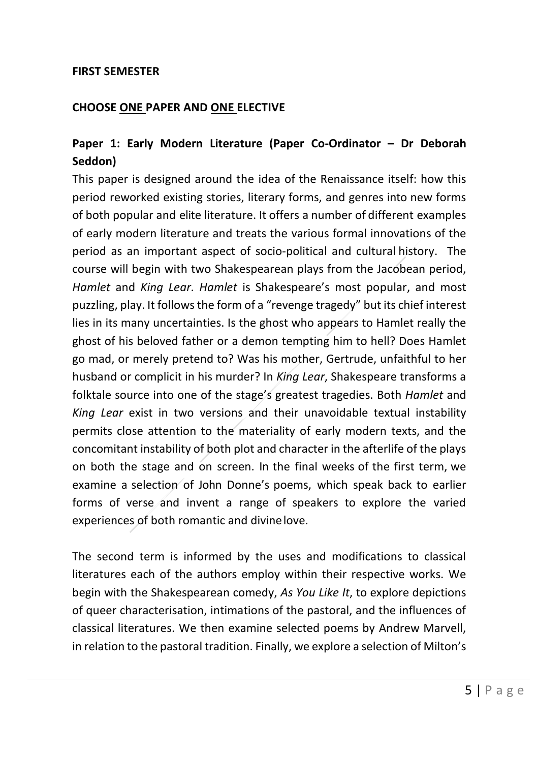**FIRST SEMESTER**

**CHOOSE ONE PAPER AND ONE ELECTIVE**

**Paper 1: Early Modern Literature (Paper Co-Ordinator – Dr Deborah Seddon)**

This paper is designed around the idea of the Renaissance itself: how this period reworked existing stories, literary forms, and genres into new forms of both popular and elite literature. It offers a number of different examples of early modern literature and treats the various formal innovations of the period as an important aspect of socio-political and cultural history. The course will begin with two Shakespearean plays from the Jacobean period, *Hamlet* and *King Lear*. *Hamlet* is Shakespeare's most popular, and most puzzling, play. It follows the form of a "revenge tragedy" but its chief interest lies in its many uncertainties. Is the ghost who appears to Hamlet really the ghost of his beloved father or a demon tempting him to hell? Does Hamlet go mad, or merely pretend to? Was his mother, Gertrude, unfaithful to her husband or complicit in his murder? In *King Lear*, Shakespeare transforms a folktale source into one of the stage's greatest tragedies. Both *Hamlet* and *King Lear* exist in two versions and their unavoidable textual instability permits close attention to the materiality of early modern texts, and the concomitant instability of both plot and character in the afterlife of the plays on both the stage and on screen. In the final weeks of the first term, we examine a selection of John Donne's poems, which speak back to earlier forms of verse and invent a range of speakers to explore the varied experiences of both romantic and divine love.

The second term is informed by the uses and modifications to classical literatures each of the authors employ within their respective works. We begin with the Shakespearean comedy, *As You Like It*, to explore depictions of queer characterisation, intimations of the pastoral, and the influences of classical literatures. We then examine selected poems by Andrew Marvell, in relation to the pastoral tradition. Finally, we explore a selection of Milton's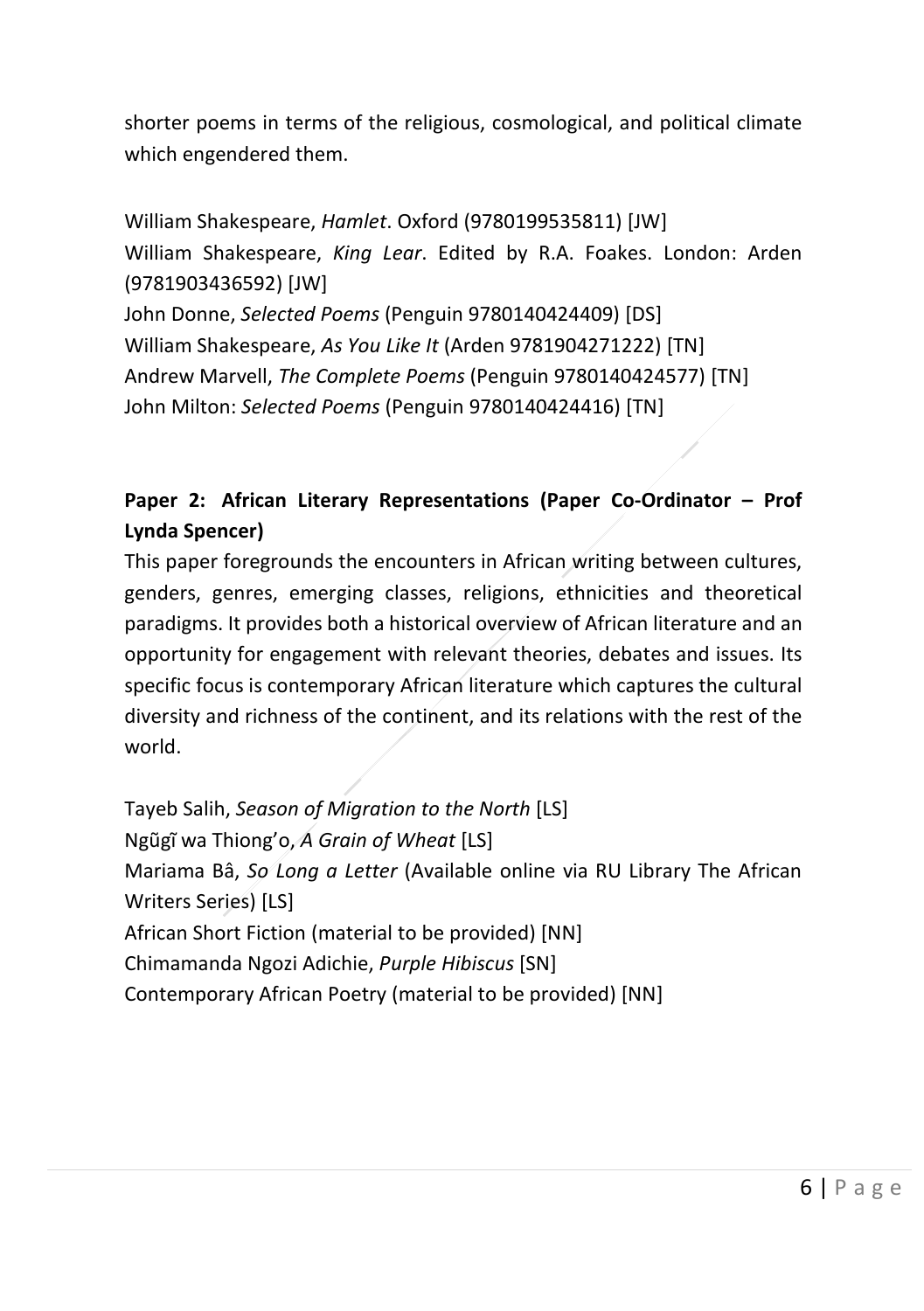shorter poems in terms of the religious, cosmological, and political climate which engendered them.

William Shakespeare, *Hamlet*. Oxford (9780199535811) [JW]
William Shakespeare, *King Lear*. Edited by R.A. Foakes. London: Arden (9781903436592) [JW]
John Donne, *Selected Poems* (Penguin 9780140424409) [DS]
William Shakespeare, *As You Like It* (Arden 9781904271222) [TN]
Andrew Marvell, *The Complete Poems* (Penguin 9780140424577) [TN]
John Milton: *Selected Poems* (Penguin 9780140424416) [TN]

**Paper 2: African Literary Representations (Paper Co-Ordinator – Prof Lynda Spencer)**

This paper foregrounds the encounters in African writing between cultures, genders, genres, emerging classes, religions, ethnicities and theoretical paradigms. It provides both a historical overview of African literature and an opportunity for engagement with relevant theories, debates and issues. Its specific focus is contemporary African literature which captures the cultural diversity and richness of the continent, and its relations with the rest of the world.

Tayeb Salih, *Season of Migration to the North* [LS]
Ngũgĩ wa Thiong'o, *A Grain of Wheat* [LS]
Mariama Bâ, *So Long a Letter* (Available online via RU Library The African Writers Series) [LS]
African Short Fiction (material to be provided) [NN]
Chimamanda Ngozi Adichie, *Purple Hibiscus* [SN]
Contemporary African Poetry (material to be provided) [NN]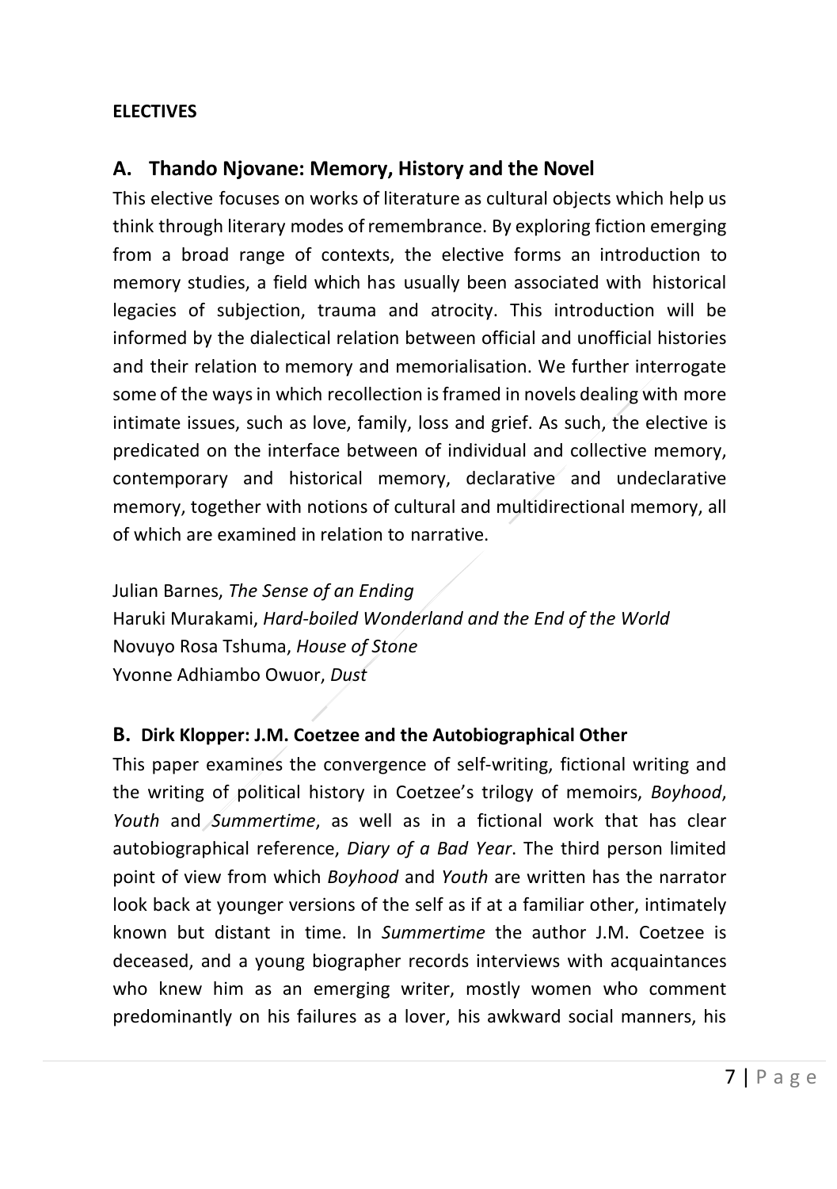**ELECTIVES**

## A. Thando Njovane: Memory, History and the Novel

This elective focuses on works of literature as cultural objects which help us think through literary modes of remembrance. By exploring fiction emerging from a broad range of contexts, the elective forms an introduction to memory studies, a field which has usually been associated with historical legacies of subjection, trauma and atrocity. This introduction will be informed by the dialectical relation between official and unofficial histories and their relation to memory and memorialisation. We further interrogate some of the ways in which recollection is framed in novels dealing with more intimate issues, such as love, family, loss and grief. As such, the elective is predicated on the interface between of individual and collective memory, contemporary and historical memory, declarative and undeclarative memory, together with notions of cultural and multidirectional memory, all of which are examined in relation to narrative.

Julian Barnes, *The Sense of an Ending*
Haruki Murakami, *Hard-boiled Wonderland and the End of the World*
Novuyo Rosa Tshuma, *House of Stone*
Yvonne Adhiambo Owuor, *Dust*

## B. Dirk Klopper: J.M. Coetzee and the Autobiographical Other

This paper examines the convergence of self-writing, fictional writing and the writing of political history in Coetzee's trilogy of memoirs, *Boyhood*, *Youth* and *Summertime*, as well as in a fictional work that has clear autobiographical reference, *Diary of a Bad Year*. The third person limited point of view from which *Boyhood* and *Youth* are written has the narrator look back at younger versions of the self as if at a familiar other, intimately known but distant in time. In *Summertime* the author J.M. Coetzee is deceased, and a young biographer records interviews with acquaintances who knew him as an emerging writer, mostly women who comment predominantly on his failures as a lover, his awkward social manners, his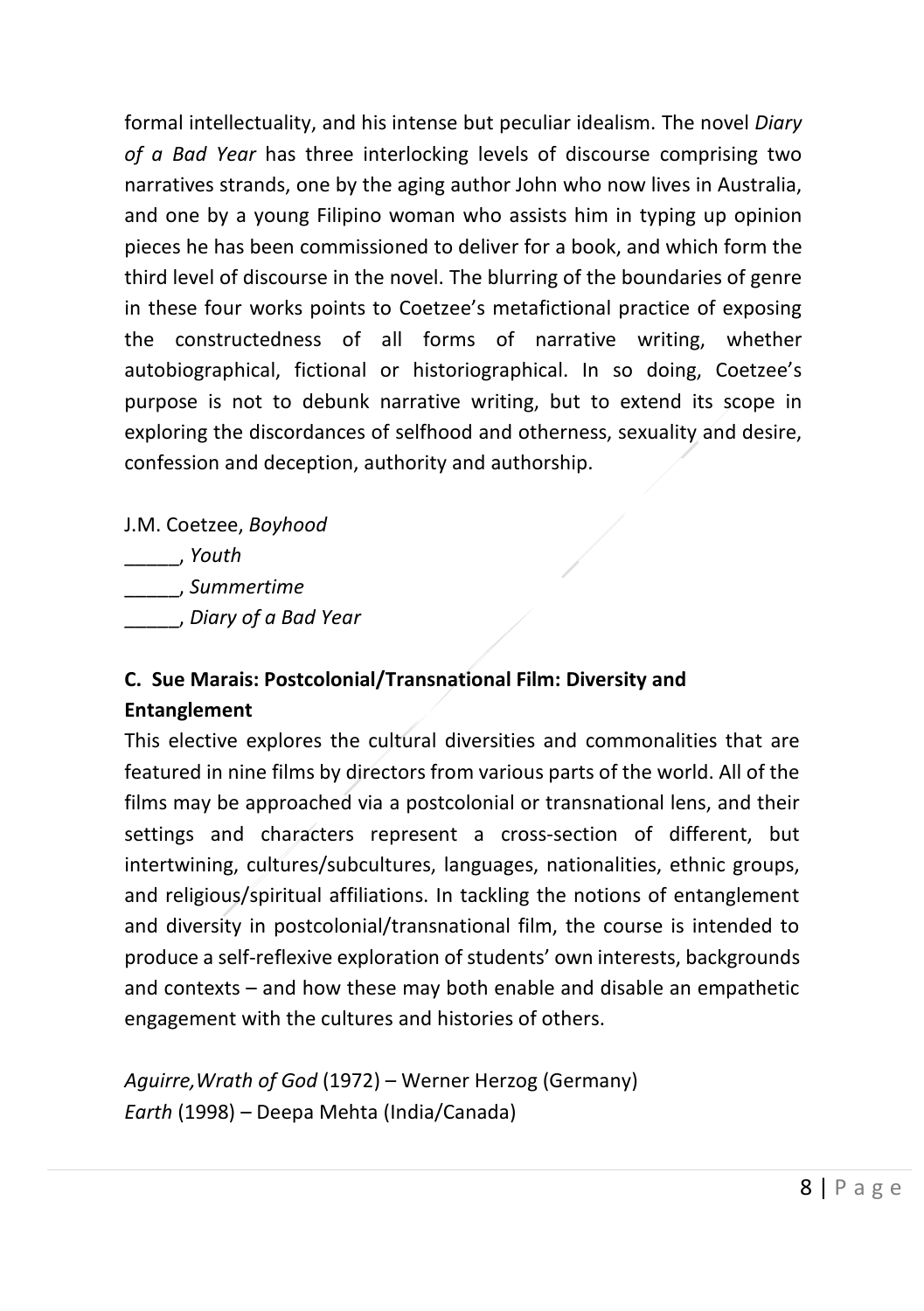formal intellectuality, and his intense but peculiar idealism. The novel *Diary of a Bad Year* has three interlocking levels of discourse comprising two narratives strands, one by the aging author John who now lives in Australia, and one by a young Filipino woman who assists him in typing up opinion pieces he has been commissioned to deliver for a book, and which form the third level of discourse in the novel. The blurring of the boundaries of genre in these four works points to Coetzee's metafictional practice of exposing the constructedness of all forms of narrative writing, whether autobiographical, fictional or historiographical. In so doing, Coetzee's purpose is not to debunk narrative writing, but to extend its scope in exploring the discordances of selfhood and otherness, sexuality and desire, confession and deception, authority and authorship.

J.M. Coetzee, *Boyhood*
_____, *Youth*
_____, *Summertime*
_____, *Diary of a Bad Year*

### C. Sue Marais: Postcolonial/Transnational Film: Diversity and Entanglement

This elective explores the cultural diversities and commonalities that are featured in nine films by directors from various parts of the world. All of the films may be approached via a postcolonial or transnational lens, and their settings and characters represent a cross-section of different, but intertwining, cultures/subcultures, languages, nationalities, ethnic groups, and religious/spiritual affiliations. In tackling the notions of entanglement and diversity in postcolonial/transnational film, the course is intended to produce a self-reflexive exploration of students' own interests, backgrounds and contexts – and how these may both enable and disable an empathetic engagement with the cultures and histories of others.

*Aguirre,Wrath of God* (1972) – Werner Herzog (Germany)
*Earth* (1998) – Deepa Mehta (India/Canada)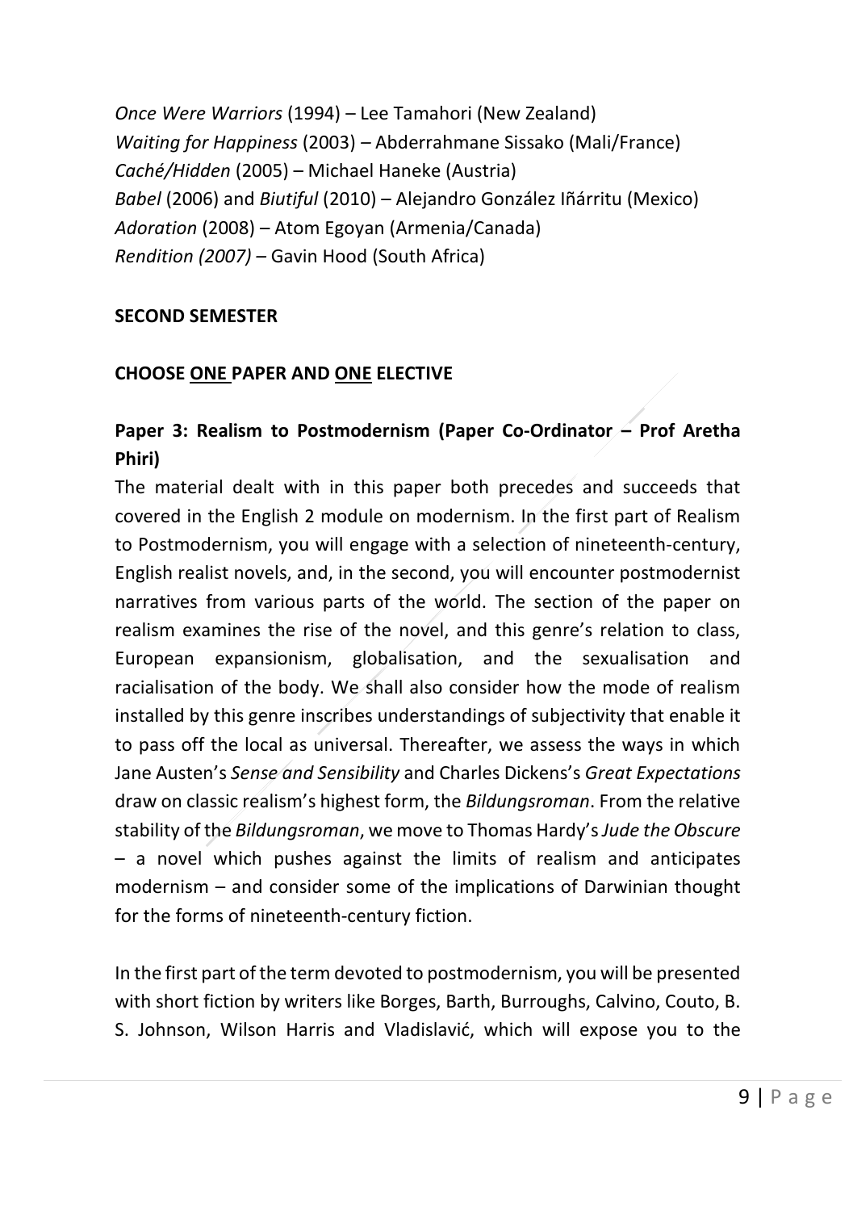*Once Were Warriors* (1994) – Lee Tamahori (New Zealand)
*Waiting for Happiness* (2003) – Abderrahmane Sissako (Mali/France)
*Caché/Hidden* (2005) – Michael Haneke (Austria)
*Babel* (2006) and *Biutiful* (2010) – Alejandro González Iñárritu (Mexico)
*Adoration* (2008) – Atom Egoyan (Armenia/Canada)
*Rendition (2007)* – Gavin Hood (South Africa)

**SECOND SEMESTER**

**CHOOSE ONE PAPER AND ONE ELECTIVE**

### Paper 3: Realism to Postmodernism (Paper Co-Ordinator – Prof Aretha Phiri)

The material dealt with in this paper both precedes and succeeds that covered in the English 2 module on modernism. In the first part of Realism to Postmodernism, you will engage with a selection of nineteenth-century, English realist novels, and, in the second, you will encounter postmodernist narratives from various parts of the world. The section of the paper on realism examines the rise of the novel, and this genre's relation to class, European expansionism, globalisation, and the sexualisation and racialisation of the body. We shall also consider how the mode of realism installed by this genre inscribes understandings of subjectivity that enable it to pass off the local as universal. Thereafter, we assess the ways in which Jane Austen's *Sense and Sensibility* and Charles Dickens's *Great Expectations* draw on classic realism's highest form, the *Bildungsroman*. From the relative stability of the *Bildungsroman*, we move to Thomas Hardy's *Jude the Obscure* – a novel which pushes against the limits of realism and anticipates modernism – and consider some of the implications of Darwinian thought for the forms of nineteenth-century fiction.

In the first part of the term devoted to postmodernism, you will be presented with short fiction by writers like Borges, Barth, Burroughs, Calvino, Couto, B. S. Johnson, Wilson Harris and Vladislavić, which will expose you to the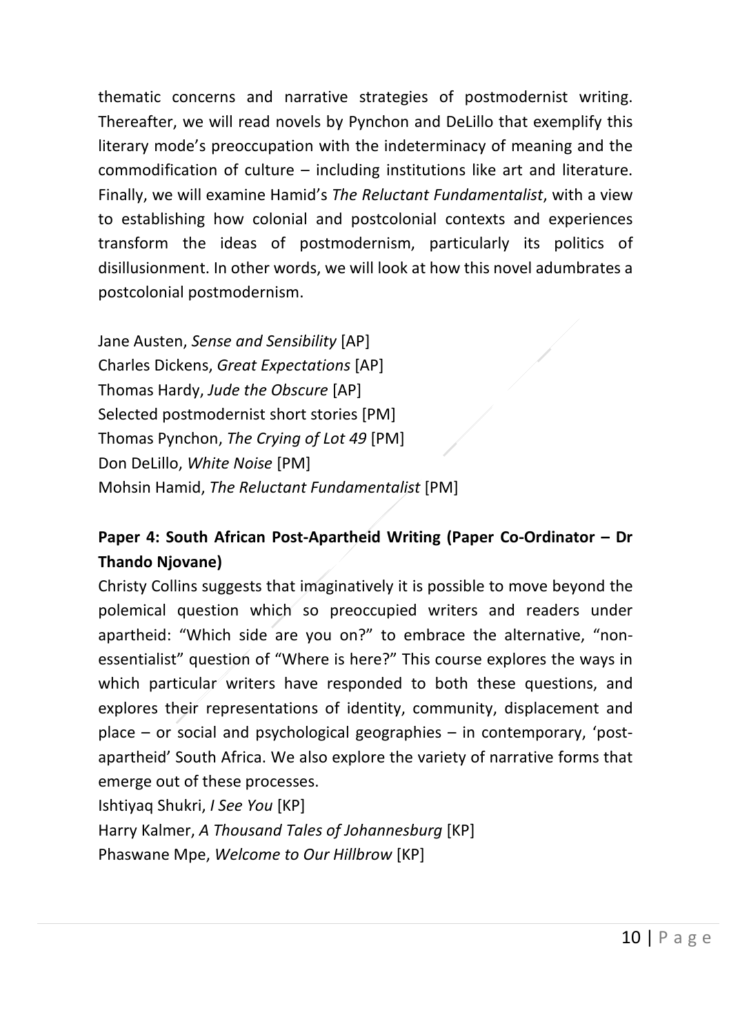thematic concerns and narrative strategies of postmodernist writing. Thereafter, we will read novels by Pynchon and DeLillo that exemplify this literary mode's preoccupation with the indeterminacy of meaning and the commodification of culture – including institutions like art and literature. Finally, we will examine Hamid's *The Reluctant Fundamentalist*, with a view to establishing how colonial and postcolonial contexts and experiences transform the ideas of postmodernism, particularly its politics of disillusionment. In other words, we will look at how this novel adumbrates a postcolonial postmodernism.

Jane Austen, *Sense and Sensibility* [AP]
Charles Dickens, *Great Expectations* [AP]
Thomas Hardy, *Jude the Obscure* [AP]
Selected postmodernist short stories [PM]
Thomas Pynchon, *The Crying of Lot 49* [PM]
Don DeLillo, *White Noise* [PM]
Mohsin Hamid, *The Reluctant Fundamentalist* [PM]

### Paper 4: South African Post-Apartheid Writing (Paper Co-Ordinator – Dr Thando Njovane)

Christy Collins suggests that imaginatively it is possible to move beyond the polemical question which so preoccupied writers and readers under apartheid: "Which side are you on?" to embrace the alternative, "non-essentialist" question of "Where is here?" This course explores the ways in which particular writers have responded to both these questions, and explores their representations of identity, community, displacement and place – or social and psychological geographies – in contemporary, 'post-apartheid' South Africa. We also explore the variety of narrative forms that emerge out of these processes.

Ishtiyaq Shukri, *I See You* [KP]
Harry Kalmer, *A Thousand Tales of Johannesburg* [KP]
Phaswane Mpe, *Welcome to Our Hillbrow* [KP]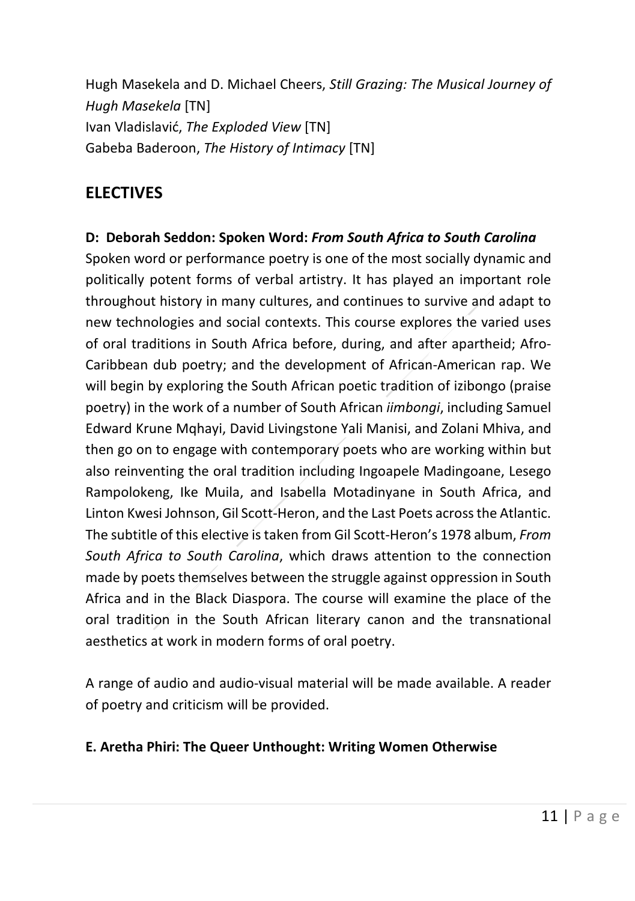Hugh Masekela and D. Michael Cheers, *Still Grazing: The Musical Journey of Hugh Masekela* [TN]
Ivan Vladislavić, *The Exploded View* [TN]
Gabeba Baderoon, *The History of Intimacy* [TN]

## ELECTIVES

**D: Deborah Seddon: Spoken Word: *From South Africa to South Carolina***

Spoken word or performance poetry is one of the most socially dynamic and politically potent forms of verbal artistry. It has played an important role throughout history in many cultures, and continues to survive and adapt to new technologies and social contexts. This course explores the varied uses of oral traditions in South Africa before, during, and after apartheid; Afro-Caribbean dub poetry; and the development of African-American rap. We will begin by exploring the South African poetic tradition of izibongo (praise poetry) in the work of a number of South African *iimbongi*, including Samuel Edward Krune Mqhayi, David Livingstone Yali Manisi, and Zolani Mhiva, and then go on to engage with contemporary poets who are working within but also reinventing the oral tradition including Ingoapele Madingoane, Lesego Rampolokeng, Ike Muila, and Isabella Motadinyane in South Africa, and Linton Kwesi Johnson, Gil Scott-Heron, and the Last Poets across the Atlantic. The subtitle of this elective is taken from Gil Scott-Heron's 1978 album, *From South Africa to South Carolina*, which draws attention to the connection made by poets themselves between the struggle against oppression in South Africa and in the Black Diaspora. The course will examine the place of the oral tradition in the South African literary canon and the transnational aesthetics at work in modern forms of oral poetry.

A range of audio and audio-visual material will be made available. A reader of poetry and criticism will be provided.

**E. Aretha Phiri: The Queer Unthought: Writing Women Otherwise**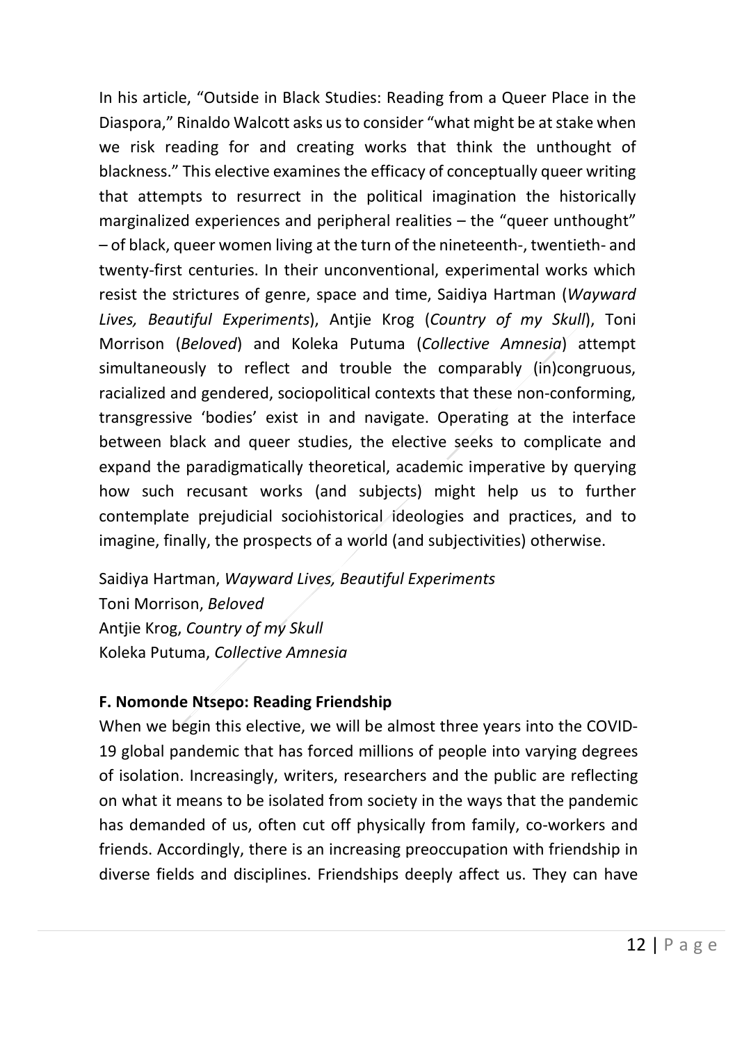In his article, "Outside in Black Studies: Reading from a Queer Place in the Diaspora," Rinaldo Walcott asks us to consider "what might be at stake when we risk reading for and creating works that think the unthought of blackness." This elective examines the efficacy of conceptually queer writing that attempts to resurrect in the political imagination the historically marginalized experiences and peripheral realities – the "queer unthought" – of black, queer women living at the turn of the nineteenth-, twentieth- and twenty-first centuries. In their unconventional, experimental works which resist the strictures of genre, space and time, Saidiya Hartman (*Wayward Lives, Beautiful Experiments*), Antjie Krog (*Country of my Skull*), Toni Morrison (*Beloved*) and Koleka Putuma (*Collective Amnesia*) attempt simultaneously to reflect and trouble the comparably (in)congruous, racialized and gendered, sociopolitical contexts that these non-conforming, transgressive 'bodies' exist in and navigate. Operating at the interface between black and queer studies, the elective seeks to complicate and expand the paradigmatically theoretical, academic imperative by querying how such recusant works (and subjects) might help us to further contemplate prejudicial sociohistorical ideologies and practices, and to imagine, finally, the prospects of a world (and subjectivities) otherwise.

Saidiya Hartman, *Wayward Lives, Beautiful Experiments*
Toni Morrison, *Beloved*
Antjie Krog, *Country of my Skull*
Koleka Putuma, *Collective Amnesia*

**F. Nomonde Ntsepo: Reading Friendship**

When we begin this elective, we will be almost three years into the COVID-19 global pandemic that has forced millions of people into varying degrees of isolation. Increasingly, writers, researchers and the public are reflecting on what it means to be isolated from society in the ways that the pandemic has demanded of us, often cut off physically from family, co-workers and friends. Accordingly, there is an increasing preoccupation with friendship in diverse fields and disciplines. Friendships deeply affect us. They can have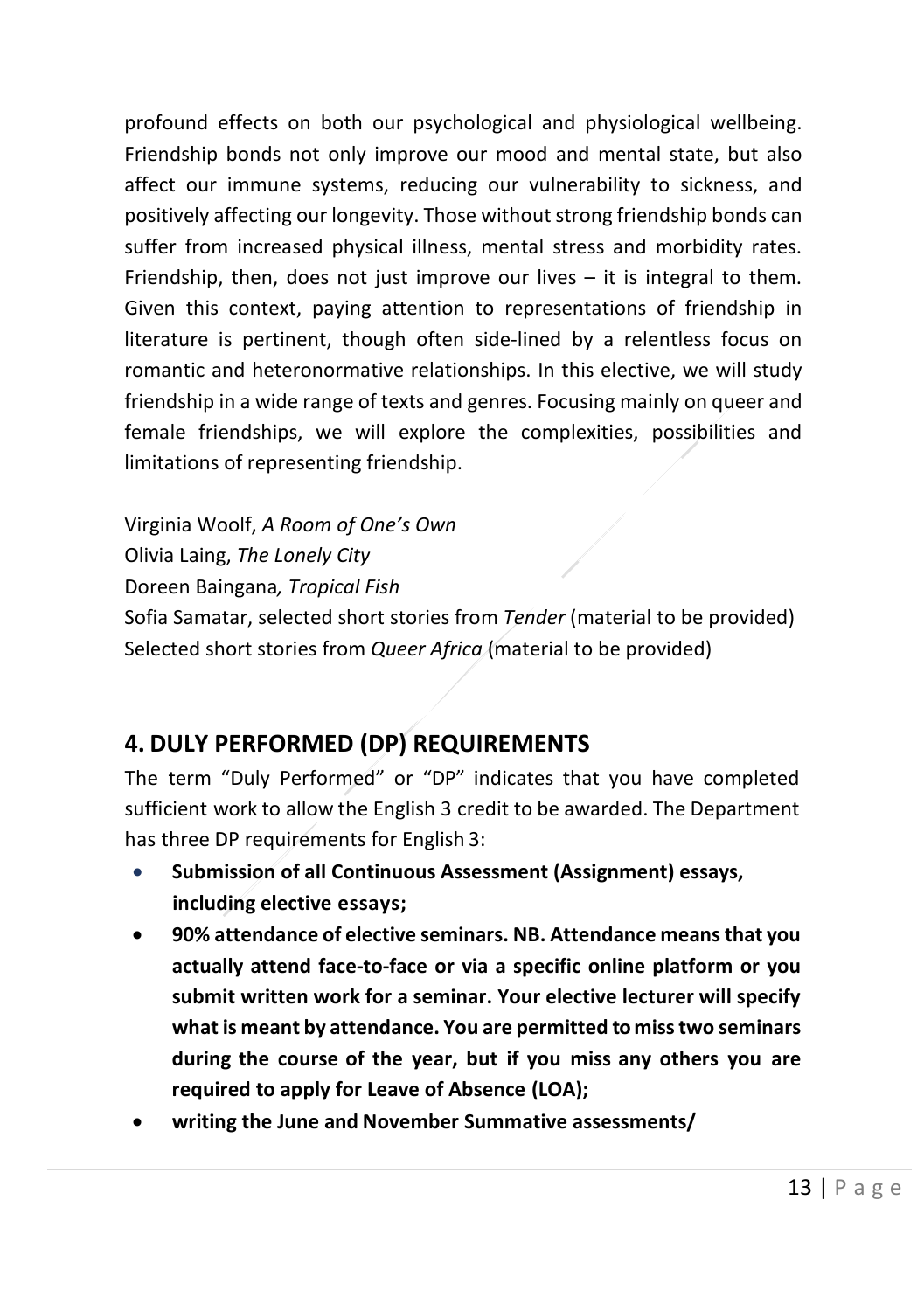profound effects on both our psychological and physiological wellbeing. Friendship bonds not only improve our mood and mental state, but also affect our immune systems, reducing our vulnerability to sickness, and positively affecting our longevity. Those without strong friendship bonds can suffer from increased physical illness, mental stress and morbidity rates. Friendship, then, does not just improve our lives – it is integral to them. Given this context, paying attention to representations of friendship in literature is pertinent, though often side-lined by a relentless focus on romantic and heteronormative relationships. In this elective, we will study friendship in a wide range of texts and genres. Focusing mainly on queer and female friendships, we will explore the complexities, possibilities and limitations of representing friendship.

Virginia Woolf, *A Room of One's Own*
Olivia Laing, *The Lonely City*
Doreen Baingana*, Tropical Fish*
Sofia Samatar, selected short stories from *Tender* (material to be provided)
Selected short stories from *Queer Africa* (material to be provided)

## 4. DULY PERFORMED (DP) REQUIREMENTS

The term "Duly Performed" or "DP" indicates that you have completed sufficient work to allow the English 3 credit to be awarded. The Department has three DP requirements for English 3:

- **Submission of all Continuous Assessment (Assignment) essays, including elective essays;**
- **90% attendance of elective seminars. NB. Attendance means that you actually attend face-to-face or via a specific online platform or you submit written work for a seminar. Your elective lecturer will specify what is meant by attendance. You are permitted to miss two seminars during the course of the year, but if you miss any others you are required to apply for Leave of Absence (LOA);**
- **writing the June and November Summative assessments/**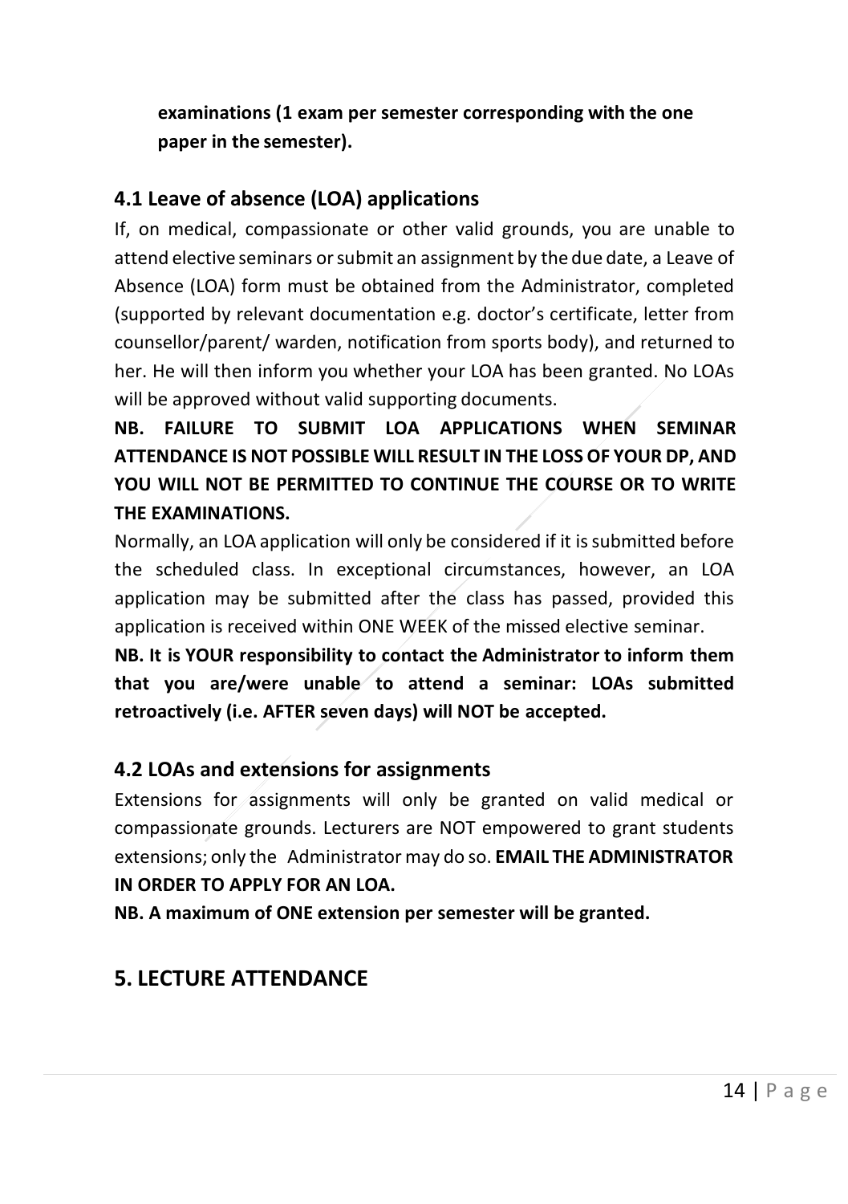**examinations (1 exam per semester corresponding with the one paper in the semester).**

### 4.1 Leave of absence (LOA) applications

If, on medical, compassionate or other valid grounds, you are unable to attend elective seminars or submit an assignment by the due date, a Leave of Absence (LOA) form must be obtained from the Administrator, completed (supported by relevant documentation e.g. doctor's certificate, letter from counsellor/parent/ warden, notification from sports body), and returned to her. He will then inform you whether your LOA has been granted. No LOAs will be approved without valid supporting documents.

**NB. FAILURE TO SUBMIT LOA APPLICATIONS WHEN SEMINAR ATTENDANCE IS NOT POSSIBLE WILL RESULT IN THE LOSS OF YOUR DP, AND YOU WILL NOT BE PERMITTED TO CONTINUE THE COURSE OR TO WRITE THE EXAMINATIONS.**

Normally, an LOA application will only be considered if it is submitted before the scheduled class. In exceptional circumstances, however, an LOA application may be submitted after the class has passed, provided this application is received within ONE WEEK of the missed elective seminar.

**NB. It is YOUR responsibility to contact the Administrator to inform them that you are/were unable to attend a seminar: LOAs submitted retroactively (i.e. AFTER seven days) will NOT be accepted.**

### 4.2 LOAs and extensions for assignments

Extensions for assignments will only be granted on valid medical or compassionate grounds. Lecturers are NOT empowered to grant students extensions; only the Administrator may do so. **EMAIL THE ADMINISTRATOR IN ORDER TO APPLY FOR AN LOA.**

**NB. A maximum of ONE extension per semester will be granted.**

## 5. LECTURE ATTENDANCE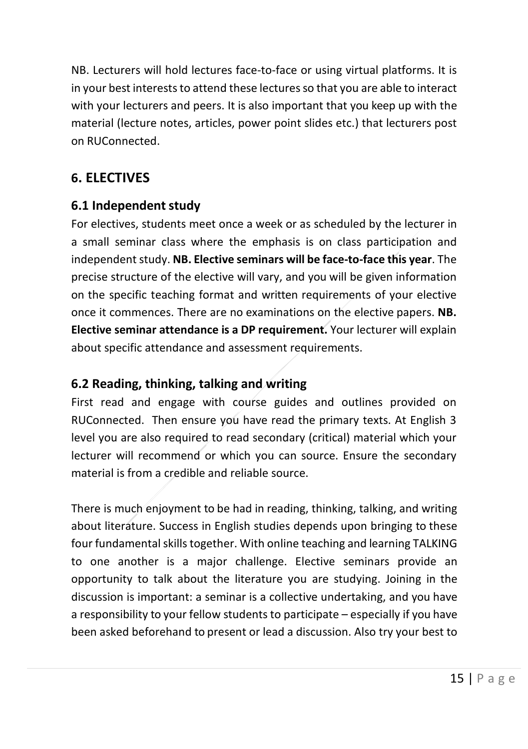NB. Lecturers will hold lectures face-to-face or using virtual platforms. It is in your best interests to attend these lectures so that you are able to interact with your lecturers and peers. It is also important that you keep up with the material (lecture notes, articles, power point slides etc.) that lecturers post on RUConnected.

## 6. ELECTIVES

### 6.1 Independent study

For electives, students meet once a week or as scheduled by the lecturer in a small seminar class where the emphasis is on class participation and independent study. **NB. Elective seminars will be face-to-face this year**. The precise structure of the elective will vary, and you will be given information on the specific teaching format and written requirements of your elective once it commences. There are no examinations on the elective papers. **NB. Elective seminar attendance is a DP requirement.** Your lecturer will explain about specific attendance and assessment requirements.

### 6.2 Reading, thinking, talking and writing

First read and engage with course guides and outlines provided on RUConnected. Then ensure you have read the primary texts. At English 3 level you are also required to read secondary (critical) material which your lecturer will recommend or which you can source. Ensure the secondary material is from a credible and reliable source.

There is much enjoyment to be had in reading, thinking, talking, and writing about literature. Success in English studies depends upon bringing to these four fundamental skills together. With online teaching and learning TALKING to one another is a major challenge. Elective seminars provide an opportunity to talk about the literature you are studying. Joining in the discussion is important: a seminar is a collective undertaking, and you have a responsibility to your fellow students to participate – especially if you have been asked beforehand to present or lead a discussion. Also try your best to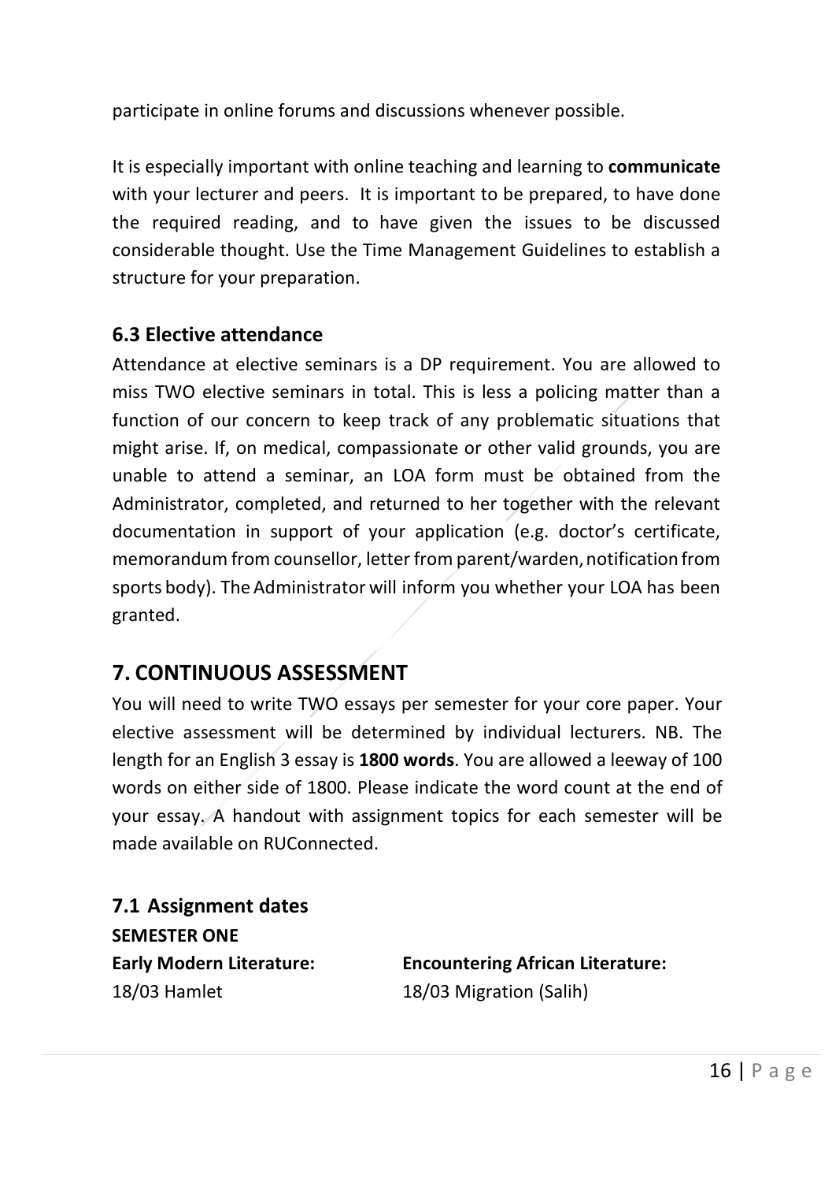participate in online forums and discussions whenever possible.

It is especially important with online teaching and learning to **communicate** with your lecturer and peers. It is important to be prepared, to have done the required reading, and to have given the issues to be discussed considerable thought. Use the Time Management Guidelines to establish a structure for your preparation.

### 6.3 Elective attendance

Attendance at elective seminars is a DP requirement. You are allowed to miss TWO elective seminars in total. This is less a policing matter than a function of our concern to keep track of any problematic situations that might arise. If, on medical, compassionate or other valid grounds, you are unable to attend a seminar, an LOA form must be obtained from the Administrator, completed, and returned to her together with the relevant documentation in support of your application (e.g. doctor's certificate, memorandum from counsellor, letter from parent/warden, notification from sports body). The Administrator will inform you whether your LOA has been granted.

## 7. CONTINUOUS ASSESSMENT

You will need to write TWO essays per semester for your core paper. Your elective assessment will be determined by individual lecturers. NB. The length for an English 3 essay is **1800 words**. You are allowed a leeway of 100 words on either side of 1800. Please indicate the word count at the end of your essay. A handout with assignment topics for each semester will be made available on RUConnected.

### 7.1 Assignment dates

**SEMESTER ONE**

**Early Modern Literature:**

18/03 Hamlet

**Encountering African Literature:**

18/03 Migration (Salih)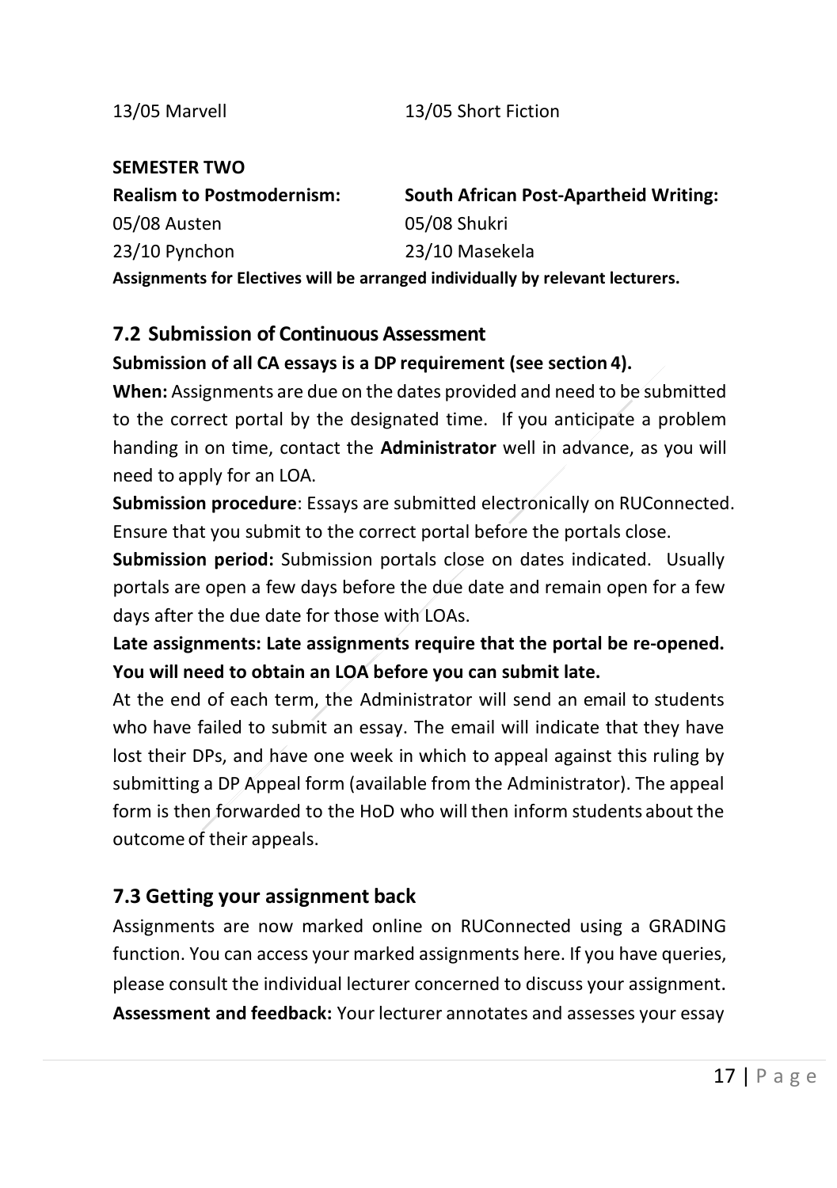| 13/05 Marvell | 13/05 Short Fiction |
| --- | --- |

**SEMESTER TWO**

| **Realism to Postmodernism:** | **South African Post-Apartheid Writing:** |
| --- | --- |
| 05/08 Austen | 05/08 Shukri |
| 23/10 Pynchon | 23/10 Masekela |

**Assignments for Electives will be arranged individually by relevant lecturers.**

## 7.2 Submission of Continuous Assessment

**Submission of all CA essays is a DP requirement (see section 4).**

**When:** Assignments are due on the dates provided and need to be submitted to the correct portal by the designated time. If you anticipate a problem handing in on time, contact the **Administrator** well in advance, as you will need to apply for an LOA.

**Submission procedure**: Essays are submitted electronically on RUConnected. Ensure that you submit to the correct portal before the portals close.

**Submission period:** Submission portals close on dates indicated. Usually portals are open a few days before the due date and remain open for a few days after the due date for those with LOAs.

**Late assignments: Late assignments require that the portal be re-opened. You will need to obtain an LOA before you can submit late.**

At the end of each term, the Administrator will send an email to students who have failed to submit an essay. The email will indicate that they have lost their DPs, and have one week in which to appeal against this ruling by submitting a DP Appeal form (available from the Administrator). The appeal form is then forwarded to the HoD who will then inform students about the outcome of their appeals.

## 7.3 Getting your assignment back

Assignments are now marked online on RUConnected using a GRADING function. You can access your marked assignments here. If you have queries, please consult the individual lecturer concerned to discuss your assignment.

**Assessment and feedback:** Your lecturer annotates and assesses your essay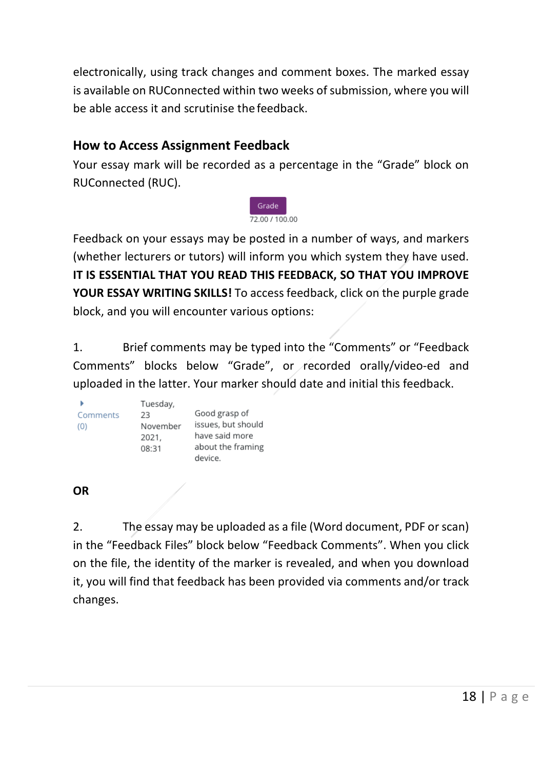electronically, using track changes and comment boxes. The marked essay is available on RUConnected within two weeks of submission, where you will be able access it and scrutinise the feedback.

## How to Access Assignment Feedback

Your essay mark will be recorded as a percentage in the "Grade" block on RUConnected (RUC).

Grade
72.00 / 100.00

Feedback on your essays may be posted in a number of ways, and markers (whether lecturers or tutors) will inform you which system they have used. **IT IS ESSENTIAL THAT YOU READ THIS FEEDBACK, SO THAT YOU IMPROVE YOUR ESSAY WRITING SKILLS!** To access feedback, click on the purple grade block, and you will encounter various options:

1. Brief comments may be typed into the "Comments" or "Feedback Comments" blocks below "Grade", or recorded orally/video-ed and uploaded in the latter. Your marker should date and initial this feedback.

| Comments (0) | Tuesday, 23 November 2021, 08:31 | Good grasp of issues, but should have said more about the framing device. |
|---|---|---|

**OR**

2. The essay may be uploaded as a file (Word document, PDF or scan) in the "Feedback Files" block below "Feedback Comments". When you click on the file, the identity of the marker is revealed, and when you download it, you will find that feedback has been provided via comments and/or track changes.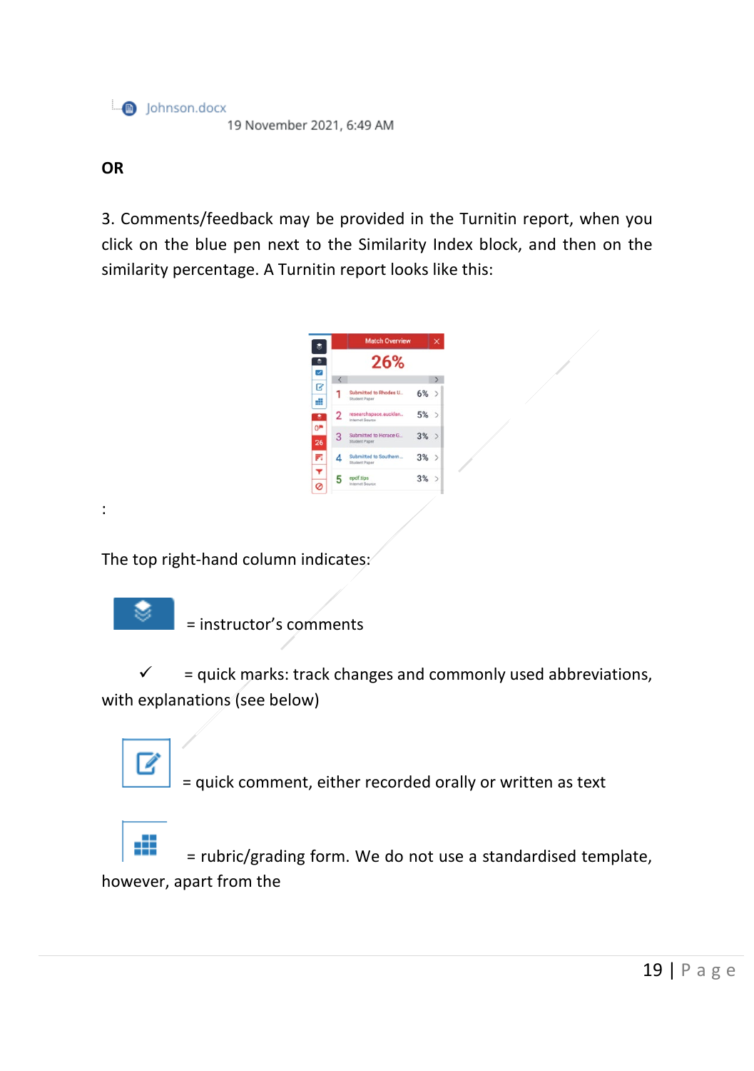Johnson.docx
19 November 2021, 6:49 AM

**OR**

3. Comments/feedback may be provided in the Turnitin report, when you click on the blue pen next to the Similarity Index block, and then on the similarity percentage. A Turnitin report looks like this:

:

The top right-hand column indicates:

= instructor's comments

✓ = quick marks: track changes and commonly used abbreviations, with explanations (see below)

= quick comment, either recorded orally or written as text

= rubric/grading form. We do not use a standardised template, however, apart from the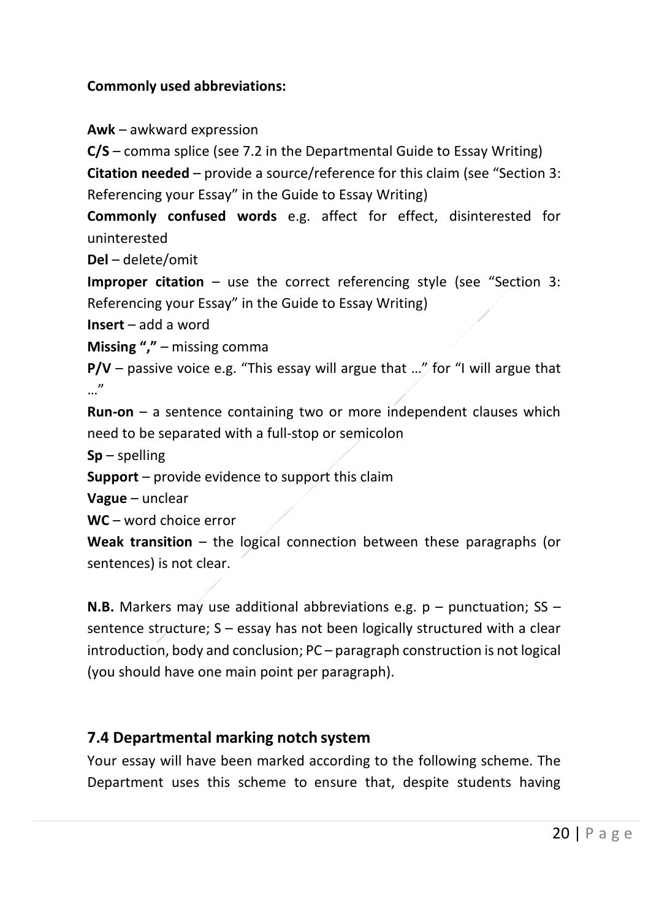**Commonly used abbreviations:**

**Awk** – awkward expression

**C/S** – comma splice (see 7.2 in the Departmental Guide to Essay Writing)

**Citation needed** – provide a source/reference for this claim (see "Section 3: Referencing your Essay" in the Guide to Essay Writing)

**Commonly confused words** e.g. affect for effect, disinterested for uninterested

**Del** – delete/omit

**Improper citation** – use the correct referencing style (see "Section 3: Referencing your Essay" in the Guide to Essay Writing)

**Insert** – add a word

**Missing ","** – missing comma

**P/V** – passive voice e.g. "This essay will argue that …" for "I will argue that …"

**Run-on** – a sentence containing two or more independent clauses which need to be separated with a full-stop or semicolon

**Sp** – spelling

**Support** – provide evidence to support this claim

**Vague** – unclear

**WC** – word choice error

**Weak transition** – the logical connection between these paragraphs (or sentences) is not clear.

**N.B.** Markers may use additional abbreviations e.g. p – punctuation; SS – sentence structure; S – essay has not been logically structured with a clear introduction, body and conclusion; PC – paragraph construction is not logical (you should have one main point per paragraph).

## 7.4 Departmental marking notch system

Your essay will have been marked according to the following scheme. The Department uses this scheme to ensure that, despite students having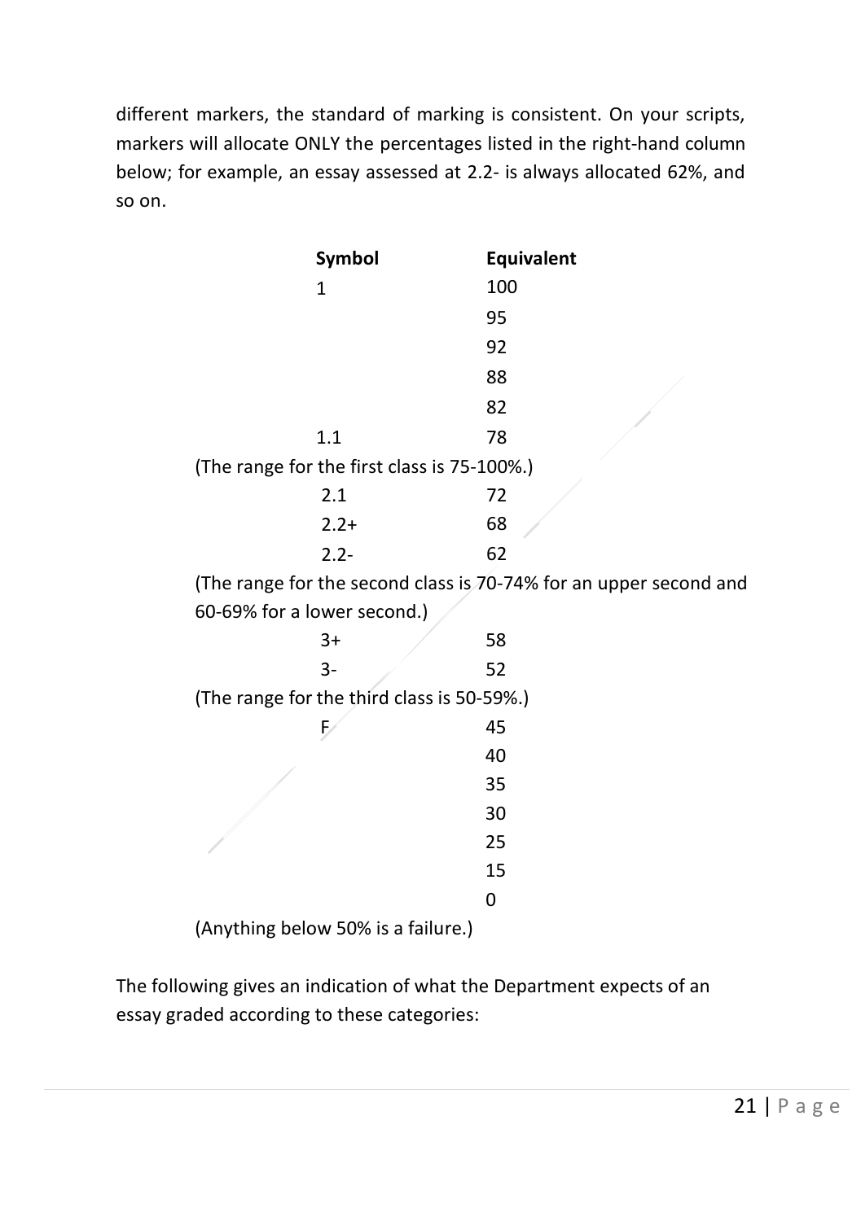different markers, the standard of marking is consistent. On your scripts, markers will allocate ONLY the percentages listed in the right-hand column below; for example, an essay assessed at 2.2- is always allocated 62%, and so on.

| **Symbol** | **Equivalent** |
|---|---|
| 1 | 100 |
| | 95 |
| | 92 |
| | 88 |
| | 82 |
| 1.1 | 78 |

(The range for the first class is 75-100%.)

| **Symbol** | **Equivalent** |
|---|---|
| 2.1 | 72 |
| 2.2+ | 68 |
| 2.2- | 62 |

(The range for the second class is 70-74% for an upper second and 60-69% for a lower second.)

| **Symbol** | **Equivalent** |
|---|---|
| 3+ | 58 |
| 3- | 52 |

(The range for the third class is 50-59%.)

| **Symbol** | **Equivalent** |
|---|---|
| F | 45 |
| | 40 |
| | 35 |
| | 30 |
| | 25 |
| | 15 |
| | 0 |

(Anything below 50% is a failure.)

The following gives an indication of what the Department expects of an essay graded according to these categories: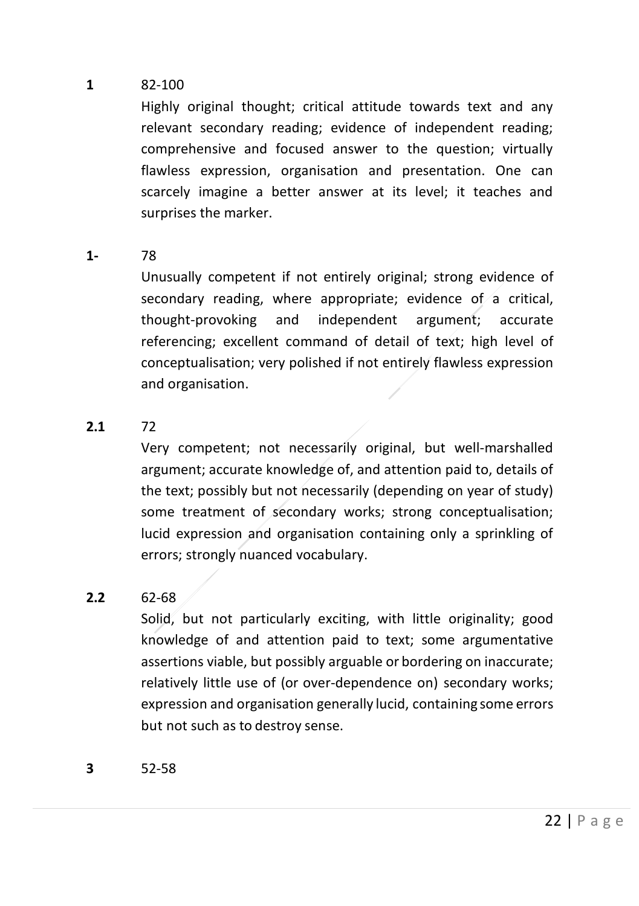**1** 82-100

Highly original thought; critical attitude towards text and any relevant secondary reading; evidence of independent reading; comprehensive and focused answer to the question; virtually flawless expression, organisation and presentation. One can scarcely imagine a better answer at its level; it teaches and surprises the marker.

**1-** 78

Unusually competent if not entirely original; strong evidence of secondary reading, where appropriate; evidence of a critical, thought-provoking and independent argument; accurate referencing; excellent command of detail of text; high level of conceptualisation; very polished if not entirely flawless expression and organisation.

**2.1** 72

Very competent; not necessarily original, but well-marshalled argument; accurate knowledge of, and attention paid to, details of the text; possibly but not necessarily (depending on year of study) some treatment of secondary works; strong conceptualisation; lucid expression and organisation containing only a sprinkling of errors; strongly nuanced vocabulary.

**2.2** 62-68

Solid, but not particularly exciting, with little originality; good knowledge of and attention paid to text; some argumentative assertions viable, but possibly arguable or bordering on inaccurate; relatively little use of (or over-dependence on) secondary works; expression and organisation generally lucid, containing some errors but not such as to destroy sense.

**3** 52-58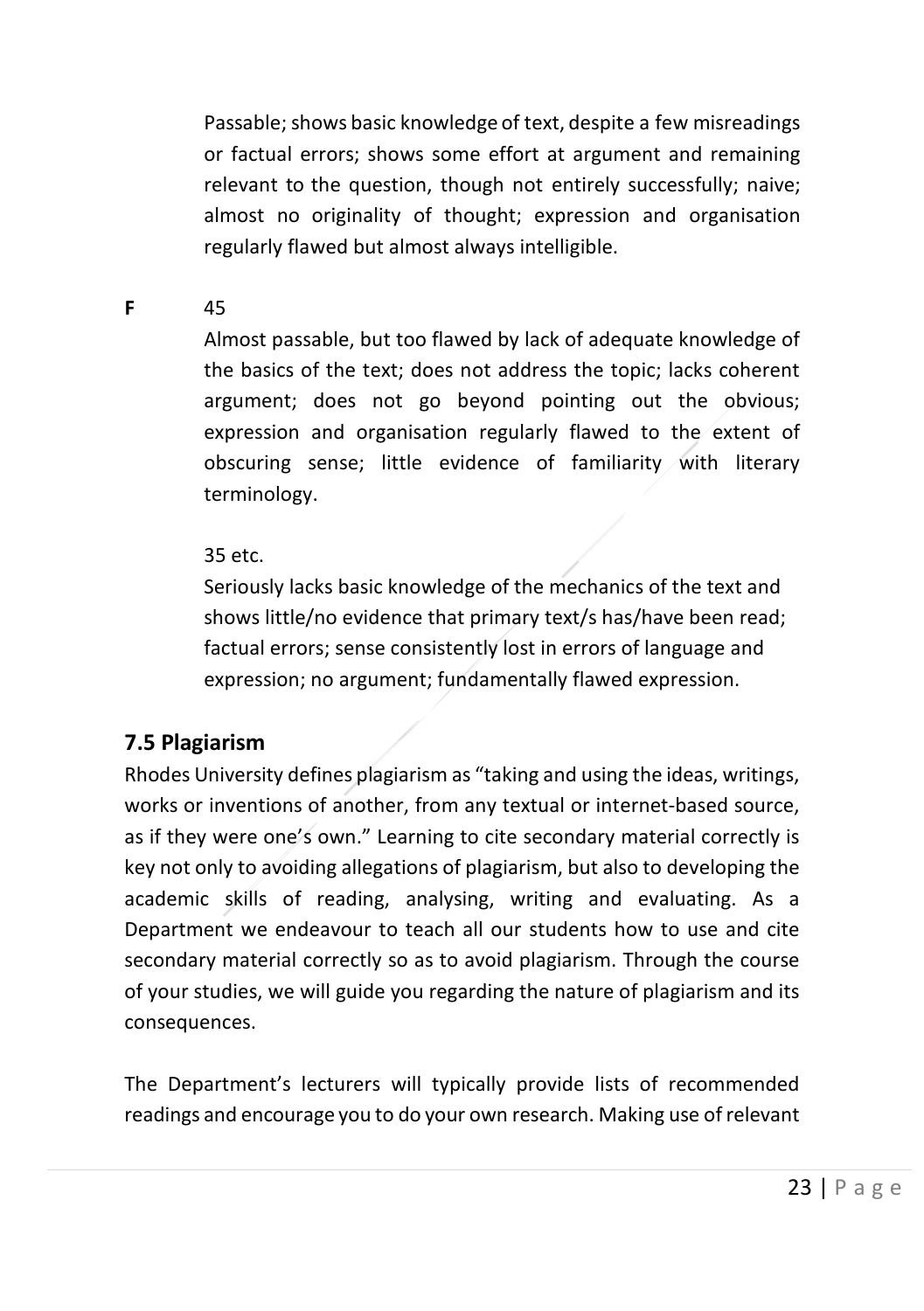Passable; shows basic knowledge of text, despite a few misreadings or factual errors; shows some effort at argument and remaining relevant to the question, though not entirely successfully; naive; almost no originality of thought; expression and organisation regularly flawed but almost always intelligible.

**F** 45

Almost passable, but too flawed by lack of adequate knowledge of the basics of the text; does not address the topic; lacks coherent argument; does not go beyond pointing out the obvious; expression and organisation regularly flawed to the extent of obscuring sense; little evidence of familiarity with literary terminology.

35 etc.

Seriously lacks basic knowledge of the mechanics of the text and shows little/no evidence that primary text/s has/have been read; factual errors; sense consistently lost in errors of language and expression; no argument; fundamentally flawed expression.

## 7.5 Plagiarism

Rhodes University defines plagiarism as "taking and using the ideas, writings, works or inventions of another, from any textual or internet-based source, as if they were one's own." Learning to cite secondary material correctly is key not only to avoiding allegations of plagiarism, but also to developing the academic skills of reading, analysing, writing and evaluating. As a Department we endeavour to teach all our students how to use and cite secondary material correctly so as to avoid plagiarism. Through the course of your studies, we will guide you regarding the nature of plagiarism and its consequences.

The Department's lecturers will typically provide lists of recommended readings and encourage you to do your own research. Making use of relevant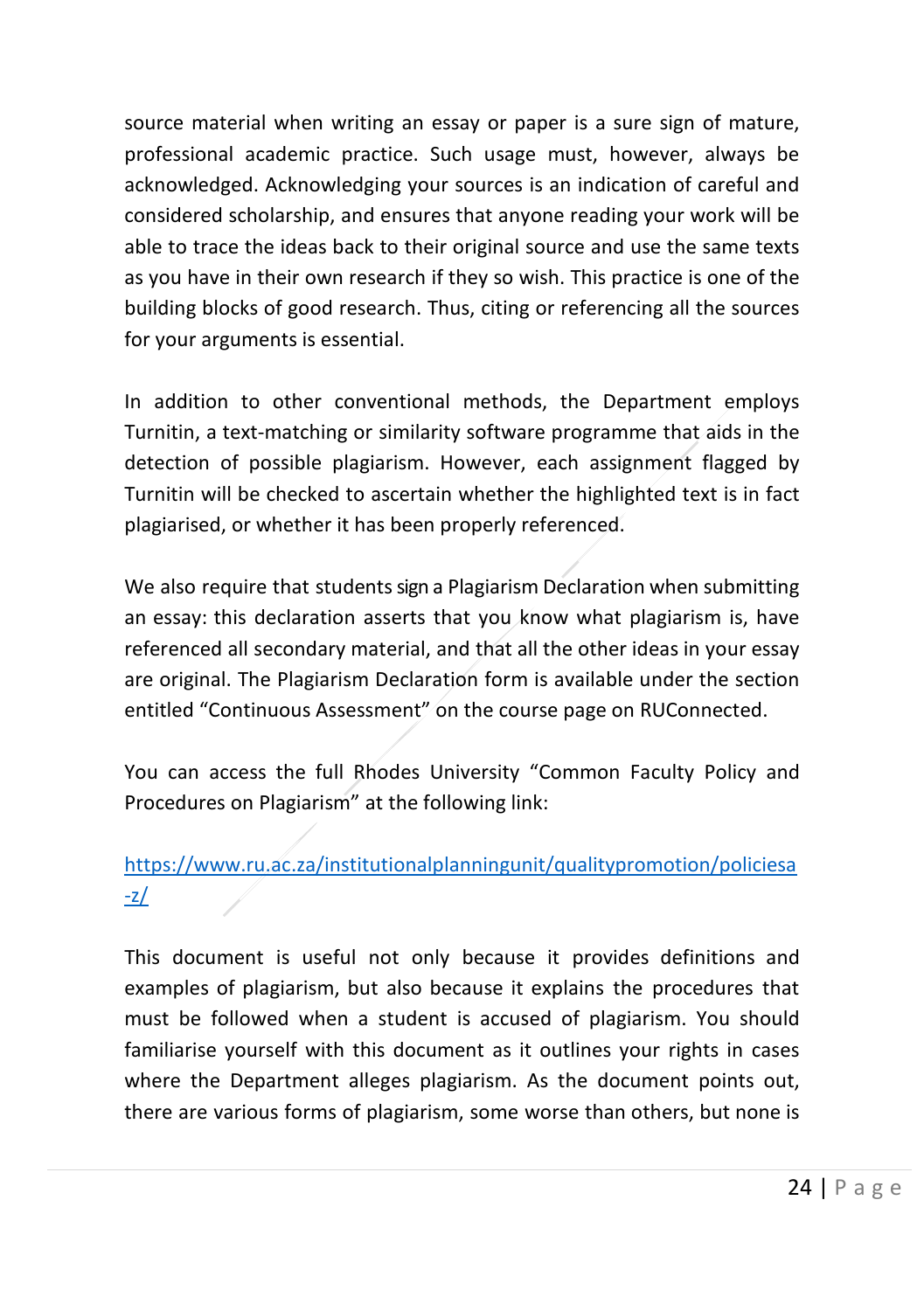source material when writing an essay or paper is a sure sign of mature, professional academic practice. Such usage must, however, always be acknowledged. Acknowledging your sources is an indication of careful and considered scholarship, and ensures that anyone reading your work will be able to trace the ideas back to their original source and use the same texts as you have in their own research if they so wish. This practice is one of the building blocks of good research. Thus, citing or referencing all the sources for your arguments is essential.

In addition to other conventional methods, the Department employs Turnitin, a text-matching or similarity software programme that aids in the detection of possible plagiarism. However, each assignment flagged by Turnitin will be checked to ascertain whether the highlighted text is in fact plagiarised, or whether it has been properly referenced.

We also require that students sign a Plagiarism Declaration when submitting an essay: this declaration asserts that you know what plagiarism is, have referenced all secondary material, and that all the other ideas in your essay are original. The Plagiarism Declaration form is available under the section entitled "Continuous Assessment" on the course page on RUConnected.

You can access the full Rhodes University "Common Faculty Policy and Procedures on Plagiarism" at the following link:

https://www.ru.ac.za/institutionalplanningunit/qualitypromotion/policiesa-z/

This document is useful not only because it provides definitions and examples of plagiarism, but also because it explains the procedures that must be followed when a student is accused of plagiarism. You should familiarise yourself with this document as it outlines your rights in cases where the Department alleges plagiarism. As the document points out, there are various forms of plagiarism, some worse than others, but none is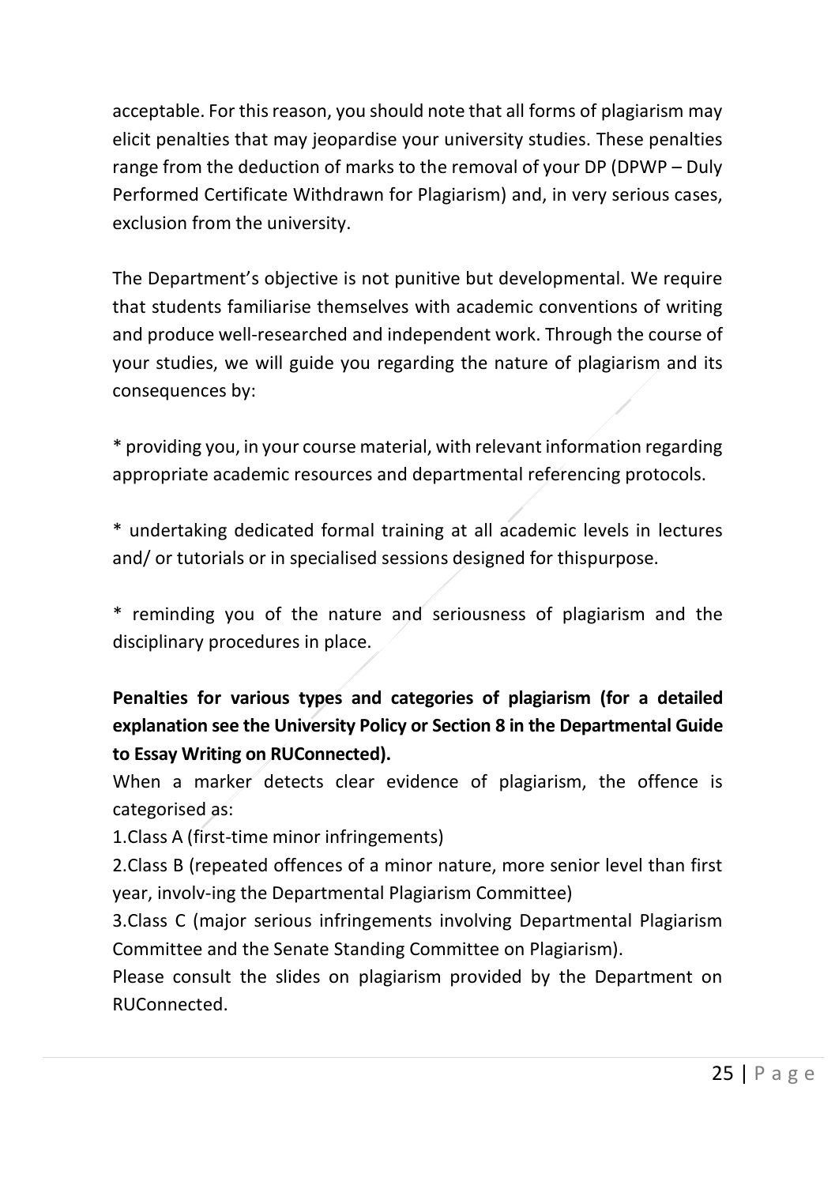acceptable. For this reason, you should note that all forms of plagiarism may elicit penalties that may jeopardise your university studies. These penalties range from the deduction of marks to the removal of your DP (DPWP – Duly Performed Certificate Withdrawn for Plagiarism) and, in very serious cases, exclusion from the university.

The Department's objective is not punitive but developmental. We require that students familiarise themselves with academic conventions of writing and produce well-researched and independent work. Through the course of your studies, we will guide you regarding the nature of plagiarism and its consequences by:

* providing you, in your course material, with relevant information regarding appropriate academic resources and departmental referencing protocols.

* undertaking dedicated formal training at all academic levels in lectures and/ or tutorials or in specialised sessions designed for thispurpose.

* reminding you of the nature and seriousness of plagiarism and the disciplinary procedures in place.

**Penalties for various types and categories of plagiarism (for a detailed explanation see the University Policy or Section 8 in the Departmental Guide to Essay Writing on RUConnected).**

When a marker detects clear evidence of plagiarism, the offence is categorised as:

1.Class A (first-time minor infringements)

2.Class B (repeated offences of a minor nature, more senior level than first year, involv-ing the Departmental Plagiarism Committee)

3.Class C (major serious infringements involving Departmental Plagiarism Committee and the Senate Standing Committee on Plagiarism).

Please consult the slides on plagiarism provided by the Department on RUConnected.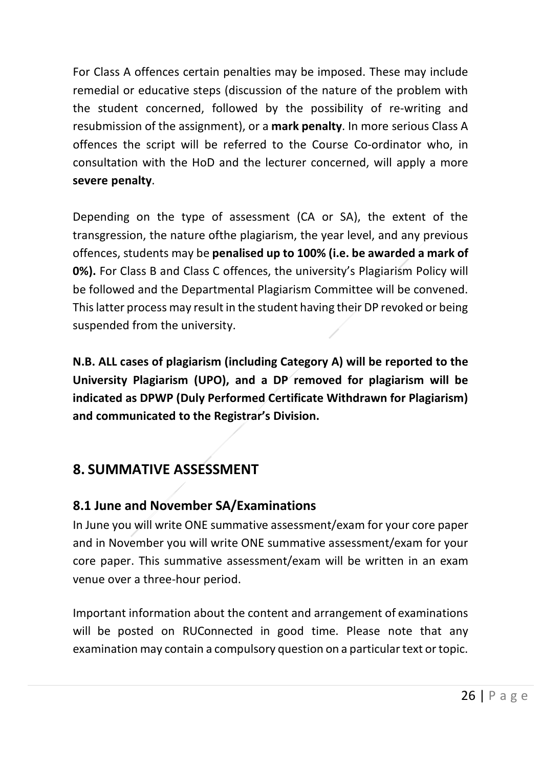For Class A offences certain penalties may be imposed. These may include remedial or educative steps (discussion of the nature of the problem with the student concerned, followed by the possibility of re-writing and resubmission of the assignment), or a **mark penalty**. In more serious Class A offences the script will be referred to the Course Co-ordinator who, in consultation with the HoD and the lecturer concerned, will apply a more **severe penalty**.

Depending on the type of assessment (CA or SA), the extent of the transgression, the nature ofthe plagiarism, the year level, and any previous offences, students may be **penalised up to 100% (i.e. be awarded a mark of 0%).** For Class B and Class C offences, the university's Plagiarism Policy will be followed and the Departmental Plagiarism Committee will be convened. This latter process may result in the student having their DP revoked or being suspended from the university.

**N.B. ALL cases of plagiarism (including Category A) will be reported to the University Plagiarism (UPO), and a DP removed for plagiarism will be indicated as DPWP (Duly Performed Certificate Withdrawn for Plagiarism) and communicated to the Registrar's Division.**

## 8. SUMMATIVE ASSESSMENT

### 8.1 June and November SA/Examinations

In June you will write ONE summative assessment/exam for your core paper and in November you will write ONE summative assessment/exam for your core paper. This summative assessment/exam will be written in an exam venue over a three-hour period.

Important information about the content and arrangement of examinations will be posted on RUConnected in good time. Please note that any examination may contain a compulsory question on a particular text or topic.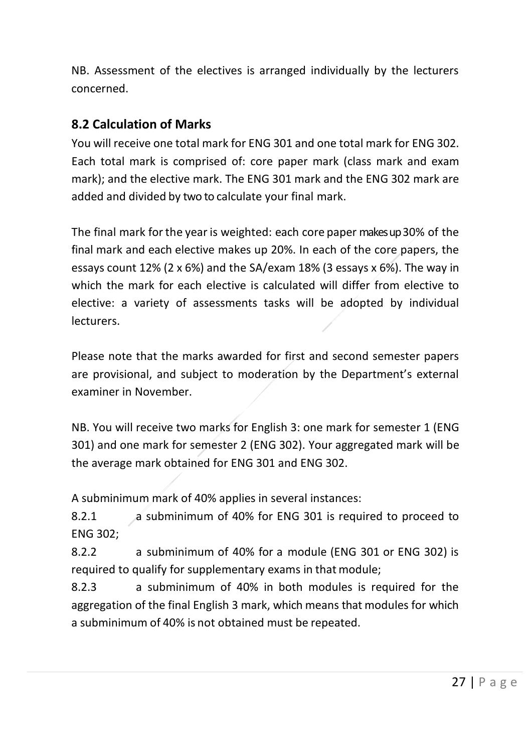NB. Assessment of the electives is arranged individually by the lecturers concerned.

## 8.2 Calculation of Marks

You will receive one total mark for ENG 301 and one total mark for ENG 302. Each total mark is comprised of: core paper mark (class mark and exam mark); and the elective mark. The ENG 301 mark and the ENG 302 mark are added and divided by two to calculate your final mark.

The final mark for the year is weighted: each core paper makes up 30% of the final mark and each elective makes up 20%. In each of the core papers, the essays count 12% (2 x 6%) and the SA/exam 18% (3 essays x 6%). The way in which the mark for each elective is calculated will differ from elective to elective: a variety of assessments tasks will be adopted by individual lecturers.

Please note that the marks awarded for first and second semester papers are provisional, and subject to moderation by the Department's external examiner in November.

NB. You will receive two marks for English 3: one mark for semester 1 (ENG 301) and one mark for semester 2 (ENG 302). Your aggregated mark will be the average mark obtained for ENG 301 and ENG 302.

A subminimum mark of 40% applies in several instances:

8.2.1 a subminimum of 40% for ENG 301 is required to proceed to ENG 302;

8.2.2 a subminimum of 40% for a module (ENG 301 or ENG 302) is required to qualify for supplementary exams in that module;

8.2.3 a subminimum of 40% in both modules is required for the aggregation of the final English 3 mark, which means that modules for which a subminimum of 40% is not obtained must be repeated.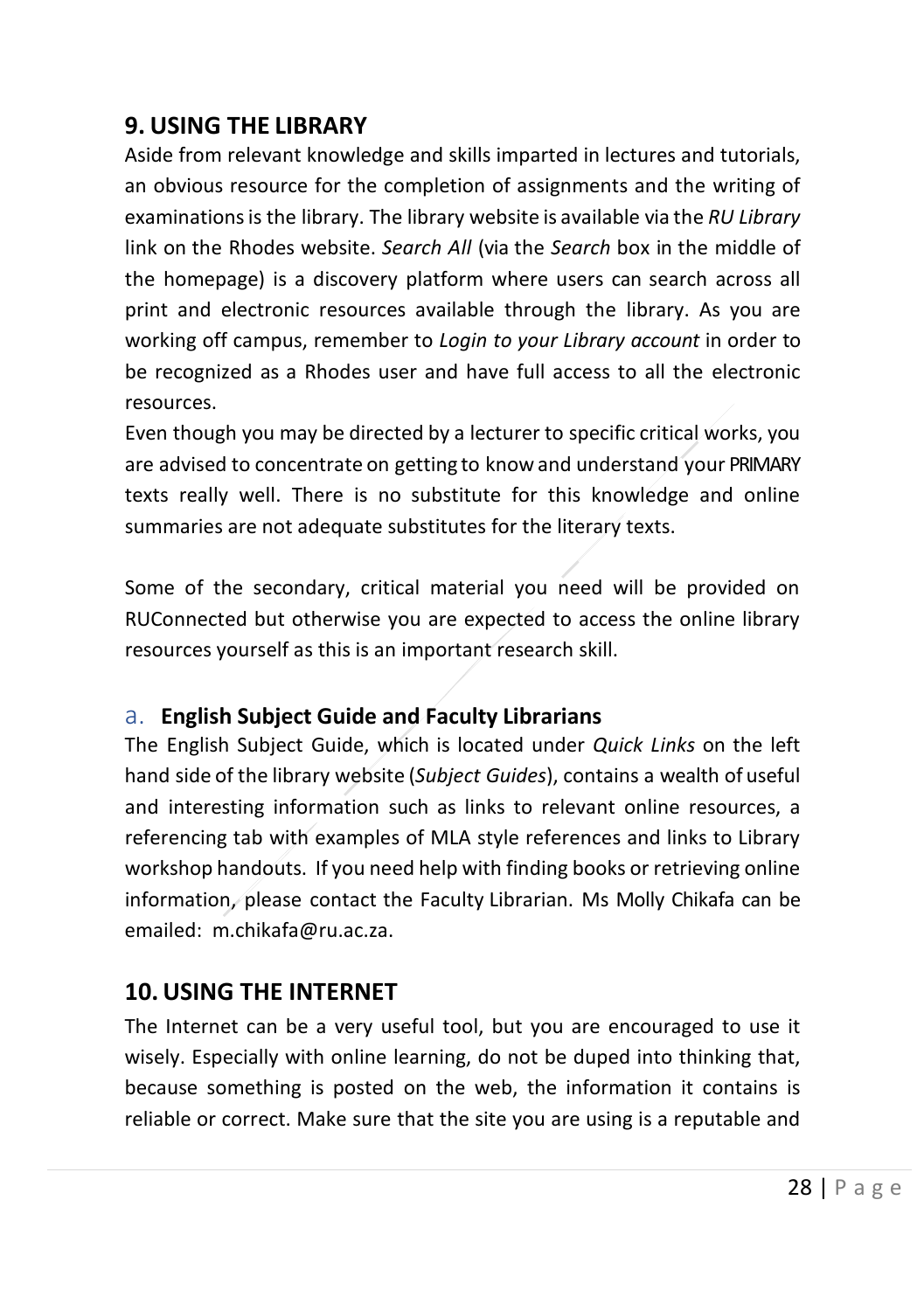## 9. USING THE LIBRARY

Aside from relevant knowledge and skills imparted in lectures and tutorials, an obvious resource for the completion of assignments and the writing of examinations is the library. The library website is available via the *RU Library* link on the Rhodes website. *Search All* (via the *Search* box in the middle of the homepage) is a discovery platform where users can search across all print and electronic resources available through the library. As you are working off campus, remember to *Login to your Library account* in order to be recognized as a Rhodes user and have full access to all the electronic resources.

Even though you may be directed by a lecturer to specific critical works, you are advised to concentrate on getting to know and understand your PRIMARY texts really well. There is no substitute for this knowledge and online summaries are not adequate substitutes for the literary texts.

Some of the secondary, critical material you need will be provided on RUConnected but otherwise you are expected to access the online library resources yourself as this is an important research skill.

### a. English Subject Guide and Faculty Librarians

The English Subject Guide, which is located under *Quick Links* on the left hand side of the library website (*Subject Guides*), contains a wealth of useful and interesting information such as links to relevant online resources, a referencing tab with examples of MLA style references and links to Library workshop handouts. If you need help with finding books or retrieving online information, please contact the Faculty Librarian. Ms Molly Chikafa can be emailed: m.chikafa@ru.ac.za.

## 10. USING THE INTERNET

The Internet can be a very useful tool, but you are encouraged to use it wisely. Especially with online learning, do not be duped into thinking that, because something is posted on the web, the information it contains is reliable or correct. Make sure that the site you are using is a reputable and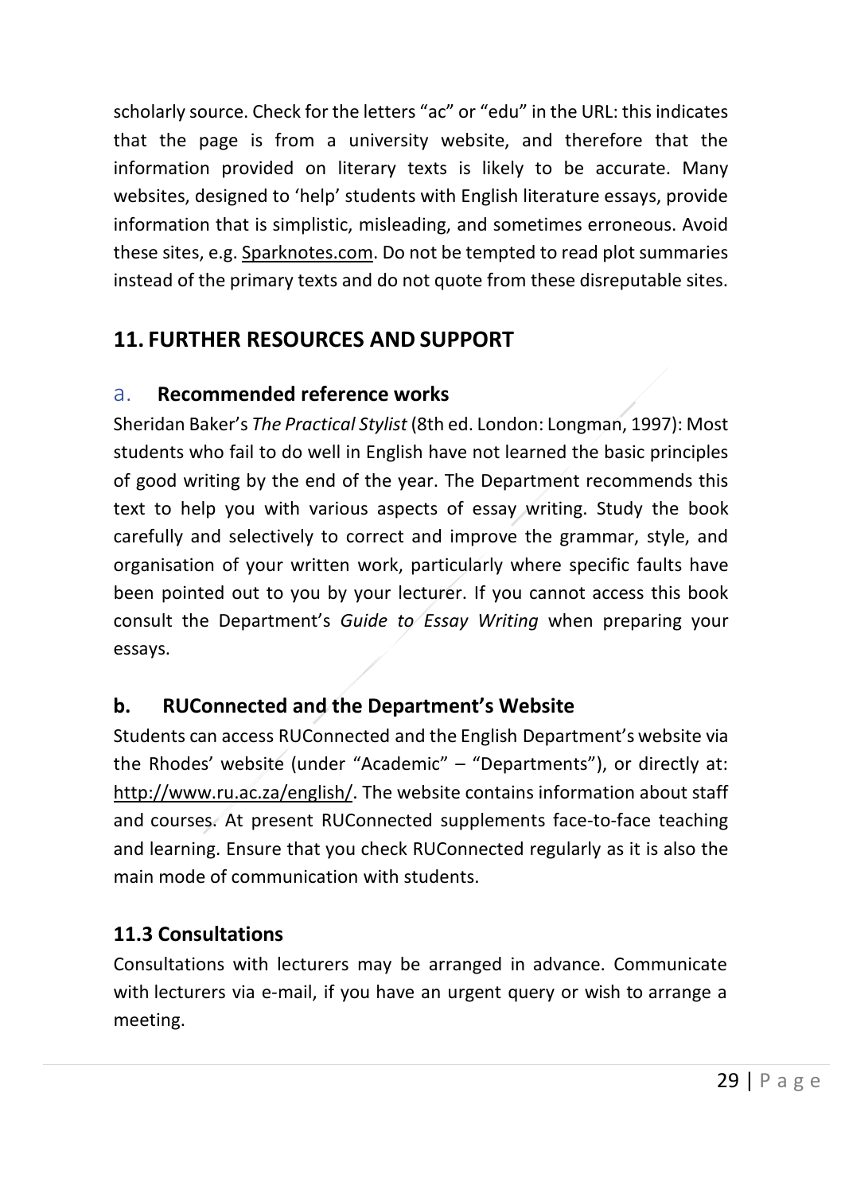scholarly source. Check for the letters "ac" or "edu" in the URL: this indicates that the page is from a university website, and therefore that the information provided on literary texts is likely to be accurate. Many websites, designed to 'help' students with English literature essays, provide information that is simplistic, misleading, and sometimes erroneous. Avoid these sites, e.g. Sparknotes.com. Do not be tempted to read plot summaries instead of the primary texts and do not quote from these disreputable sites.

## 11. FURTHER RESOURCES AND SUPPORT

### a. Recommended reference works

Sheridan Baker's *The Practical Stylist* (8th ed. London: Longman, 1997): Most students who fail to do well in English have not learned the basic principles of good writing by the end of the year. The Department recommends this text to help you with various aspects of essay writing. Study the book carefully and selectively to correct and improve the grammar, style, and organisation of your written work, particularly where specific faults have been pointed out to you by your lecturer. If you cannot access this book consult the Department's *Guide to Essay Writing* when preparing your essays.

### b. RUConnected and the Department's Website

Students can access RUConnected and the English Department's website via the Rhodes' website (under "Academic" – "Departments"), or directly at: http://www.ru.ac.za/english/. The website contains information about staff and courses. At present RUConnected supplements face-to-face teaching and learning. Ensure that you check RUConnected regularly as it is also the main mode of communication with students.

### 11.3 Consultations

Consultations with lecturers may be arranged in advance. Communicate with lecturers via e-mail, if you have an urgent query or wish to arrange a meeting.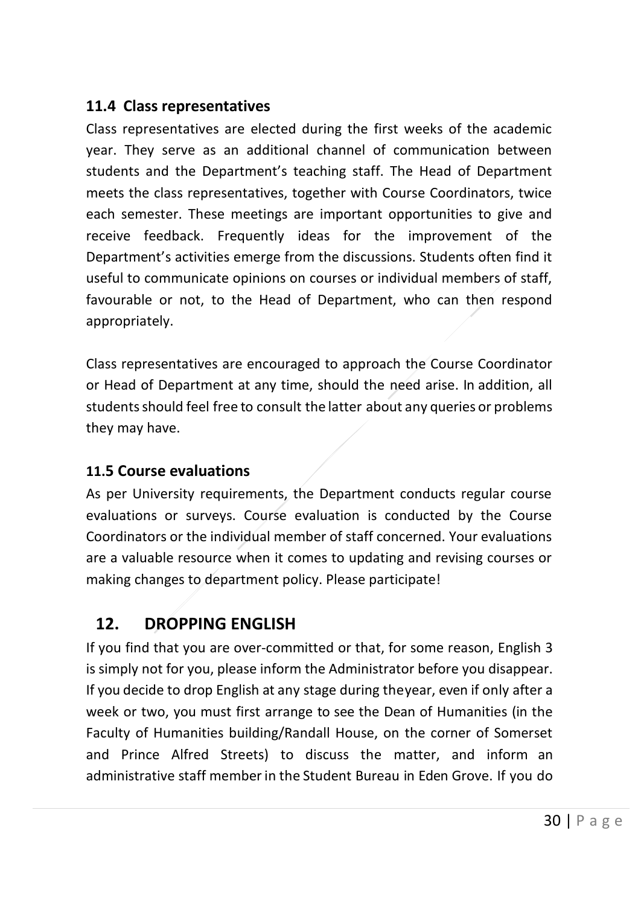### 11.4 Class representatives

Class representatives are elected during the first weeks of the academic year. They serve as an additional channel of communication between students and the Department's teaching staff. The Head of Department meets the class representatives, together with Course Coordinators, twice each semester. These meetings are important opportunities to give and receive feedback. Frequently ideas for the improvement of the Department's activities emerge from the discussions. Students often find it useful to communicate opinions on courses or individual members of staff, favourable or not, to the Head of Department, who can then respond appropriately.

Class representatives are encouraged to approach the Course Coordinator or Head of Department at any time, should the need arise. In addition, all students should feel free to consult the latter about any queries or problems they may have.

### 11.5 Course evaluations

As per University requirements, the Department conducts regular course evaluations or surveys. Course evaluation is conducted by the Course Coordinators or the individual member of staff concerned. Your evaluations are a valuable resource when it comes to updating and revising courses or making changes to department policy. Please participate!

## 12. DROPPING ENGLISH

If you find that you are over-committed or that, for some reason, English 3 is simply not for you, please inform the Administrator before you disappear. If you decide to drop English at any stage during theyear, even if only after a week or two, you must first arrange to see the Dean of Humanities (in the Faculty of Humanities building/Randall House, on the corner of Somerset and Prince Alfred Streets) to discuss the matter, and inform an administrative staff member in the Student Bureau in Eden Grove. If you do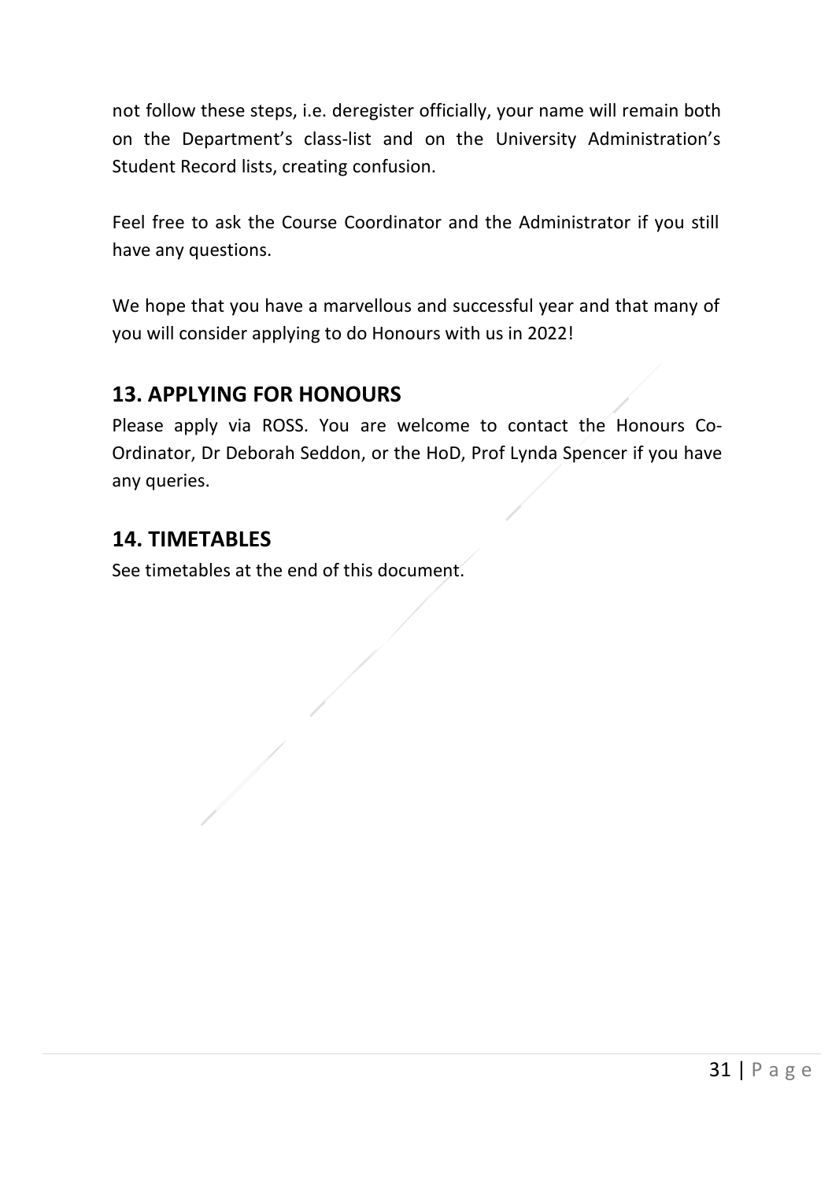not follow these steps, i.e. deregister officially, your name will remain both on the Department's class-list and on the University Administration's Student Record lists, creating confusion.

Feel free to ask the Course Coordinator and the Administrator if you still have any questions.

We hope that you have a marvellous and successful year and that many of you will consider applying to do Honours with us in 2022!

## 13. APPLYING FOR HONOURS

Please apply via ROSS. You are welcome to contact the Honours Co-Ordinator, Dr Deborah Seddon, or the HoD, Prof Lynda Spencer if you have any queries.

## 14. TIMETABLES

See timetables at the end of this document.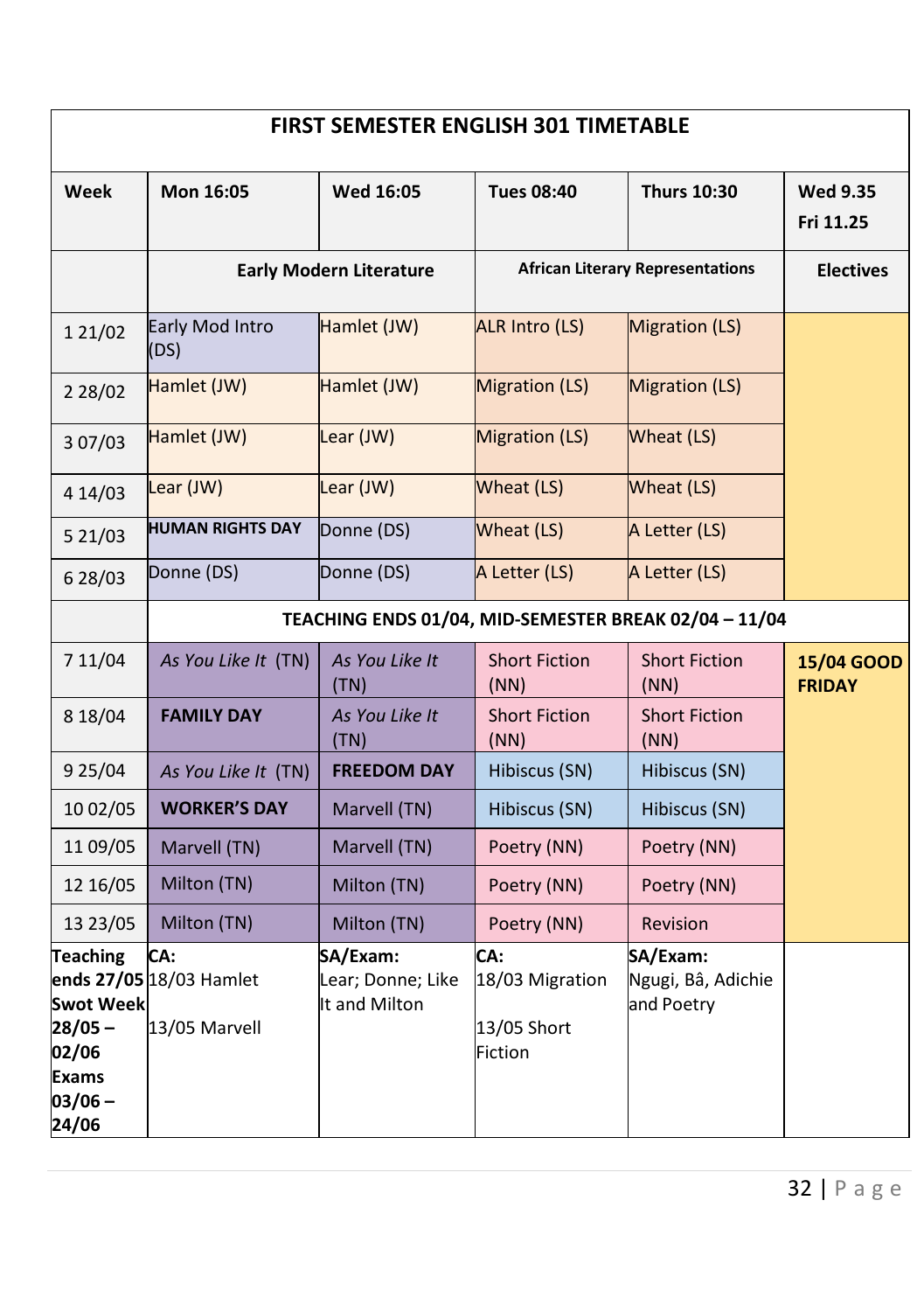## FIRST SEMESTER ENGLISH 301 TIMETABLE

| Week | Mon 16:05 | Wed 16:05 | Tues 08:40 | Thurs 10:30 | Wed 9.35 Fri 11.25 |
|---|---|---|---|---|---|
| | **Early Modern Literature** | | **African Literary Representations** | | **Electives** |
| 1 21/02 | Early Mod Intro (DS) | Hamlet (JW) | ALR Intro (LS) | Migration (LS) | |
| 2 28/02 | Hamlet (JW) | Hamlet (JW) | Migration (LS) | Migration (LS) | |
| 3 07/03 | Hamlet (JW) | Lear (JW) | Migration (LS) | Wheat (LS) | |
| 4 14/03 | Lear (JW) | Lear (JW) | Wheat (LS) | Wheat (LS) | |
| 5 21/03 | **HUMAN RIGHTS DAY** | Donne (DS) | Wheat (LS) | A Letter (LS) | |
| 6 28/03 | Donne (DS) | Donne (DS) | A Letter (LS) | A Letter (LS) | |
| | **TEACHING ENDS 01/04, MID-SEMESTER BREAK 02/04 – 11/04** | | | | |
| 7 11/04 | *As You Like It* (TN) | *As You Like It* (TN) | Short Fiction (NN) | Short Fiction (NN) | **15/04 GOOD FRIDAY** |
| 8 18/04 | **FAMILY DAY** | *As You Like It* (TN) | Short Fiction (NN) | Short Fiction (NN) | |
| 9 25/04 | *As You Like It* (TN) | **FREEDOM DAY** | Hibiscus (SN) | Hibiscus (SN) | |
| 10 02/05 | **WORKER'S DAY** | Marvell (TN) | Hibiscus (SN) | Hibiscus (SN) | |
| 11 09/05 | Marvell (TN) | Marvell (TN) | Poetry (NN) | Poetry (NN) | |
| 12 16/05 | Milton (TN) | Milton (TN) | Poetry (NN) | Poetry (NN) | |
| 13 23/05 | Milton (TN) | Milton (TN) | Poetry (NN) | Revision | |
| **Teaching ends 27/05 Swot Week 28/05 – 02/06 Exams 03/06 – 24/06** | **CA:** 18/03 Hamlet<br><br>13/05 Marvell | **SA/Exam:** Lear; Donne; Like It and Milton | **CA:** 18/03 Migration<br><br>13/05 Short Fiction | **SA/Exam:** Ngugi, Bâ, Adichie and Poetry | |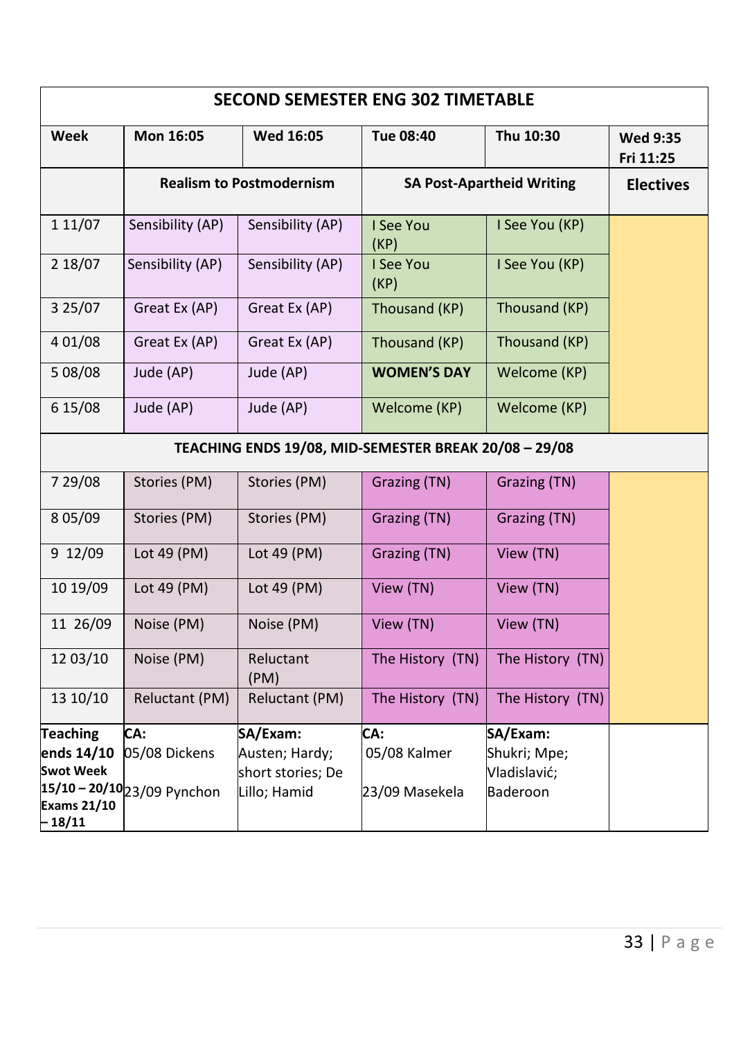| SECOND SEMESTER ENG 302 TIMETABLE | | | | | |
|---|---|---|---|---|---|
| Week | Mon 16:05 | Wed 16:05 | Tue 08:40 | Thu 10:30 | Wed 9:35 Fri 11:25 |
| | Realism to Postmodernism | | SA Post-Apartheid Writing | | Electives |
| 1 11/07 | Sensibility (AP) | Sensibility (AP) | I See You (KP) | I See You (KP) | |
| 2 18/07 | Sensibility (AP) | Sensibility (AP) | I See You (KP) | I See You (KP) | |
| 3 25/07 | Great Ex (AP) | Great Ex (AP) | Thousand (KP) | Thousand (KP) | |
| 4 01/08 | Great Ex (AP) | Great Ex (AP) | Thousand (KP) | Thousand (KP) | |
| 5 08/08 | Jude (AP) | Jude (AP) | **WOMEN'S DAY** | Welcome (KP) | |
| 6 15/08 | Jude (AP) | Jude (AP) | Welcome (KP) | Welcome (KP) | |
| **TEACHING ENDS 19/08, MID-SEMESTER BREAK 20/08 – 29/08** | | | | | |
| 7 29/08 | Stories (PM) | Stories (PM) | Grazing (TN) | Grazing (TN) | |
| 8 05/09 | Stories (PM) | Stories (PM) | Grazing (TN) | Grazing (TN) | |
| 9 12/09 | Lot 49 (PM) | Lot 49 (PM) | Grazing (TN) | View (TN) | |
| 10 19/09 | Lot 49 (PM) | Lot 49 (PM) | View (TN) | View (TN) | |
| 11 26/09 | Noise (PM) | Noise (PM) | View (TN) | View (TN) | |
| 12 03/10 | Noise (PM) | Reluctant (PM) | The History (TN) | The History (TN) | |
| 13 10/10 | Reluctant (PM) | Reluctant (PM) | The History (TN) | The History (TN) | |
| **Teaching ends 14/10** **Swot Week 15/10 – 20/10** **Exams 21/10 – 18/11** | **CA:** 05/08 Dickens 23/09 Pynchon | **SA/Exam:** Austen; Hardy; short stories; De Lillo; Hamid | **CA:** 05/08 Kalmer 23/09 Masekela | **SA/Exam:** Shukri; Mpe; Vladislavić; Baderoon | |